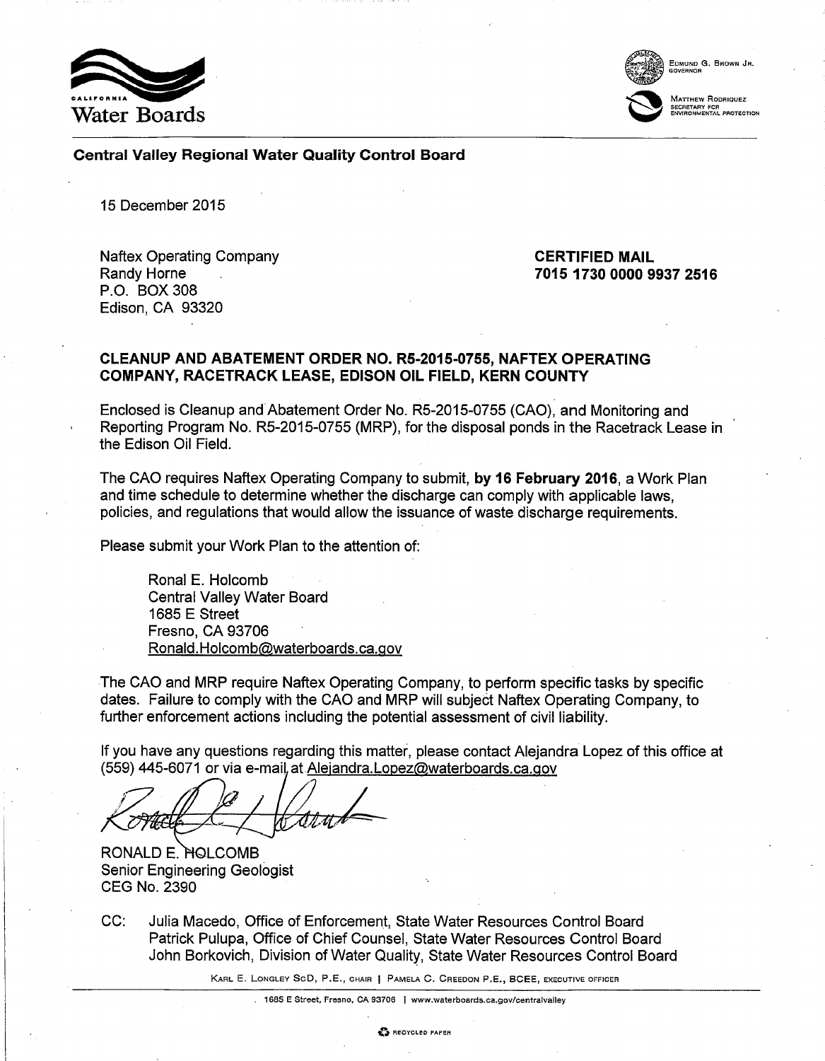California Water Boards

EDMUND G. BROWN JR.
GOVERNOR

MATTHEW RODRIQUEZ
SECRETARY FOR
ENVIRONMENTAL PROTECTION

**Central Valley Regional Water Quality Control Board**

15 December 2015

Naftex Operating Company
Randy Horne
P.O. BOX 308
Edison, CA 93320

**CERTIFIED MAIL**
**7015 1730 0000 9937 2516**

**CLEANUP AND ABATEMENT ORDER NO. R5-2015-0755, NAFTEX OPERATING COMPANY, RACETRACK LEASE, EDISON OIL FIELD, KERN COUNTY**

Enclosed is Cleanup and Abatement Order No. R5-2015-0755 (CAO), and Monitoring and Reporting Program No. R5-2015-0755 (MRP), for the disposal ponds in the Racetrack Lease in the Edison Oil Field.

The CAO requires Naftex Operating Company to submit, **by 16 February 2016**, a Work Plan and time schedule to determine whether the discharge can comply with applicable laws, policies, and regulations that would allow the issuance of waste discharge requirements.

Please submit your Work Plan to the attention of:

Ronal E. Holcomb
Central Valley Water Board
1685 E Street
Fresno, CA 93706
Ronald.Holcomb@waterboards.ca.gov

The CAO and MRP require Naftex Operating Company, to perform specific tasks by specific dates. Failure to comply with the CAO and MRP will subject Naftex Operating Company, to further enforcement actions including the potential assessment of civil liability.

If you have any questions regarding this matter, please contact Alejandra Lopez of this office at (559) 445-6071 or via e-mail at Alejandra.Lopez@waterboards.ca.gov

RONALD E. HOLCOMB
Senior Engineering Geologist
CEG No. 2390

CC: Julia Macedo, Office of Enforcement, State Water Resources Control Board
Patrick Pulupa, Office of Chief Counsel, State Water Resources Control Board
John Borkovich, Division of Water Quality, State Water Resources Control Board

KARL E. LONGLEY SCD, P.E., CHAIR | PAMELA C. CREEDON P.E., BCEE, EXECUTIVE OFFICER

1685 E Street, Fresno, CA 93706 | www.waterboards.ca.gov/centralvalley

RECYCLED PAPER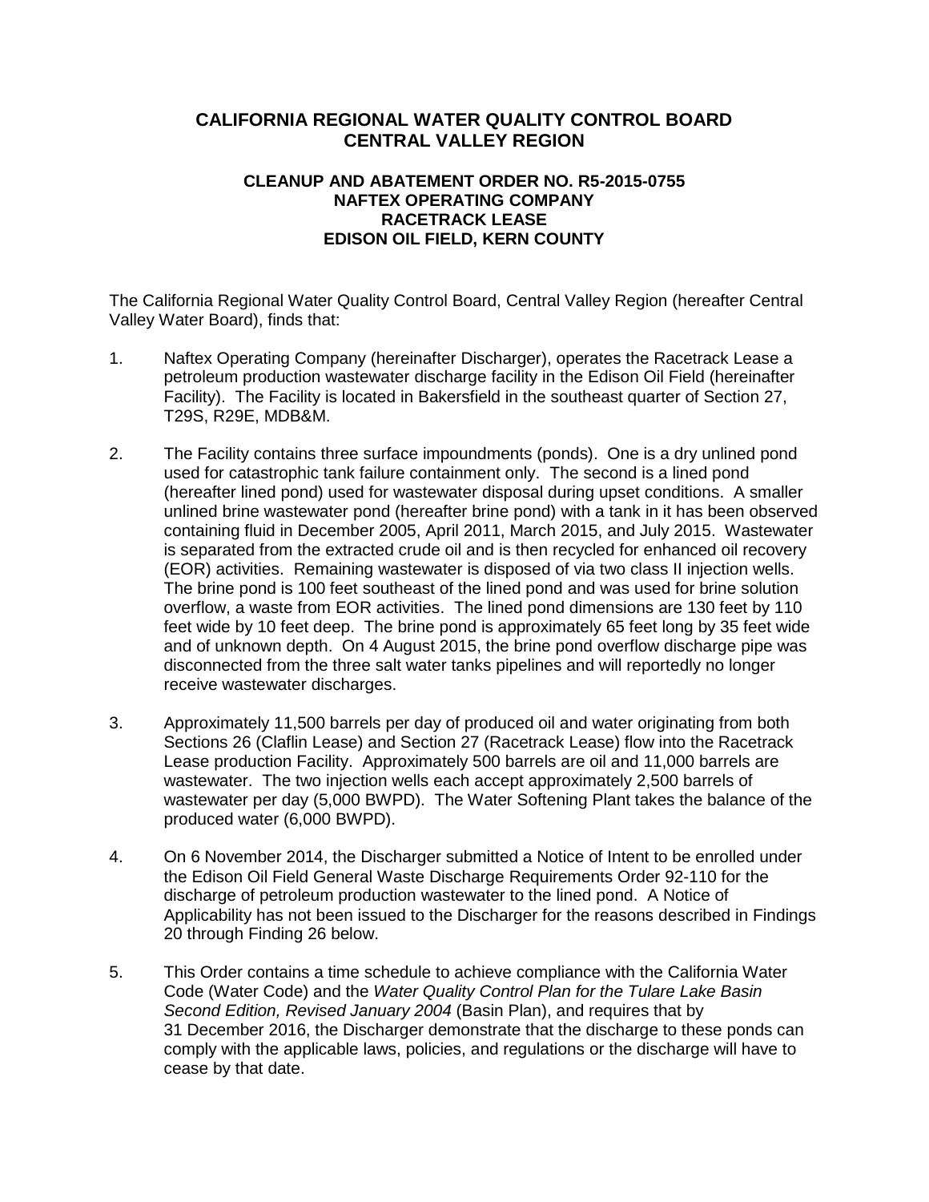## CALIFORNIA REGIONAL WATER QUALITY CONTROL BOARD
## CENTRAL VALLEY REGION

### CLEANUP AND ABATEMENT ORDER NO. R5-2015-0755
### NAFTEX OPERATING COMPANY
### RACETRACK LEASE
### EDISON OIL FIELD, KERN COUNTY

The California Regional Water Quality Control Board, Central Valley Region (hereafter Central Valley Water Board), finds that:

1. Naftex Operating Company (hereinafter Discharger), operates the Racetrack Lease a petroleum production wastewater discharge facility in the Edison Oil Field (hereinafter Facility). The Facility is located in Bakersfield in the southeast quarter of Section 27, T29S, R29E, MDB&M.

2. The Facility contains three surface impoundments (ponds). One is a dry unlined pond used for catastrophic tank failure containment only. The second is a lined pond (hereafter lined pond) used for wastewater disposal during upset conditions. A smaller unlined brine wastewater pond (hereafter brine pond) with a tank in it has been observed containing fluid in December 2005, April 2011, March 2015, and July 2015. Wastewater is separated from the extracted crude oil and is then recycled for enhanced oil recovery (EOR) activities. Remaining wastewater is disposed of via two class II injection wells. The brine pond is 100 feet southeast of the lined pond and was used for brine solution overflow, a waste from EOR activities. The lined pond dimensions are 130 feet by 110 feet wide by 10 feet deep. The brine pond is approximately 65 feet long by 35 feet wide and of unknown depth. On 4 August 2015, the brine pond overflow discharge pipe was disconnected from the three salt water tanks pipelines and will reportedly no longer receive wastewater discharges.

3. Approximately 11,500 barrels per day of produced oil and water originating from both Sections 26 (Claflin Lease) and Section 27 (Racetrack Lease) flow into the Racetrack Lease production Facility. Approximately 500 barrels are oil and 11,000 barrels are wastewater. The two injection wells each accept approximately 2,500 barrels of wastewater per day (5,000 BWPD). The Water Softening Plant takes the balance of the produced water (6,000 BWPD).

4. On 6 November 2014, the Discharger submitted a Notice of Intent to be enrolled under the Edison Oil Field General Waste Discharge Requirements Order 92-110 for the discharge of petroleum production wastewater to the lined pond. A Notice of Applicability has not been issued to the Discharger for the reasons described in Findings 20 through Finding 26 below.

5. This Order contains a time schedule to achieve compliance with the California Water Code (Water Code) and the *Water Quality Control Plan for the Tulare Lake Basin Second Edition, Revised January 2004* (Basin Plan), and requires that by 31 December 2016, the Discharger demonstrate that the discharge to these ponds can comply with the applicable laws, policies, and regulations or the discharge will have to cease by that date.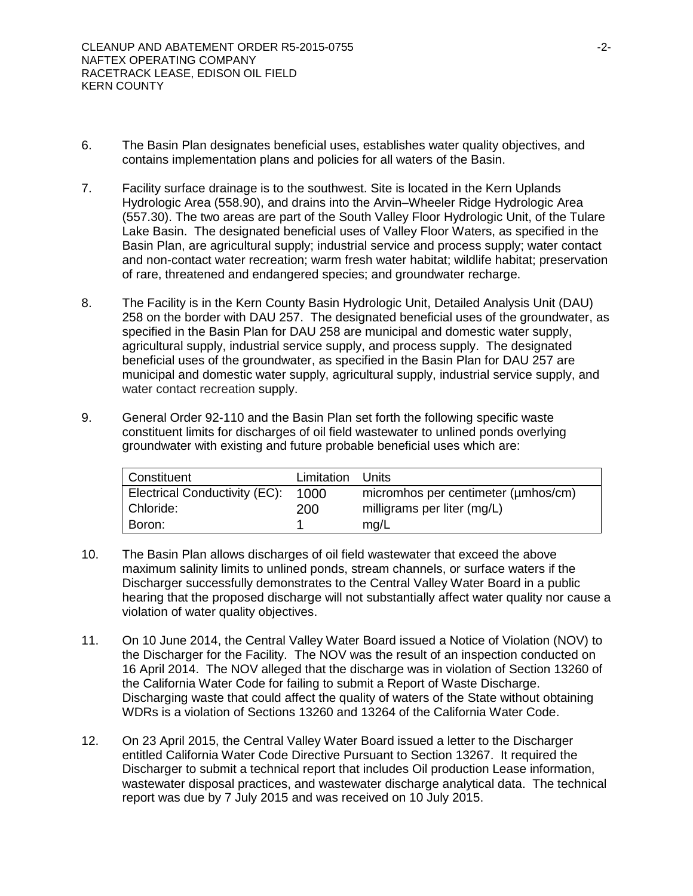6. The Basin Plan designates beneficial uses, establishes water quality objectives, and contains implementation plans and policies for all waters of the Basin.

7. Facility surface drainage is to the southwest. Site is located in the Kern Uplands Hydrologic Area (558.90), and drains into the Arvin–Wheeler Ridge Hydrologic Area (557.30). The two areas are part of the South Valley Floor Hydrologic Unit, of the Tulare Lake Basin. The designated beneficial uses of Valley Floor Waters, as specified in the Basin Plan, are agricultural supply; industrial service and process supply; water contact and non-contact water recreation; warm fresh water habitat; wildlife habitat; preservation of rare, threatened and endangered species; and groundwater recharge.

8. The Facility is in the Kern County Basin Hydrologic Unit, Detailed Analysis Unit (DAU) 258 on the border with DAU 257. The designated beneficial uses of the groundwater, as specified in the Basin Plan for DAU 258 are municipal and domestic water supply, agricultural supply, industrial service supply, and process supply. The designated beneficial uses of the groundwater, as specified in the Basin Plan for DAU 257 are municipal and domestic water supply, agricultural supply, industrial service supply, and water contact recreation supply.

9. General Order 92-110 and the Basin Plan set forth the following specific waste constituent limits for discharges of oil field wastewater to unlined ponds overlying groundwater with existing and future probable beneficial uses which are:

| Constituent | Limitation | Units |
|---|---|---|
| Electrical Conductivity (EC): | 1000 | micromhos per centimeter (µmhos/cm) |
| Chloride: | 200 | milligrams per liter (mg/L) |
| Boron: | 1 | mg/L |

10. The Basin Plan allows discharges of oil field wastewater that exceed the above maximum salinity limits to unlined ponds, stream channels, or surface waters if the Discharger successfully demonstrates to the Central Valley Water Board in a public hearing that the proposed discharge will not substantially affect water quality nor cause a violation of water quality objectives.

11. On 10 June 2014, the Central Valley Water Board issued a Notice of Violation (NOV) to the Discharger for the Facility. The NOV was the result of an inspection conducted on 16 April 2014. The NOV alleged that the discharge was in violation of Section 13260 of the California Water Code for failing to submit a Report of Waste Discharge. Discharging waste that could affect the quality of waters of the State without obtaining WDRs is a violation of Sections 13260 and 13264 of the California Water Code.

12. On 23 April 2015, the Central Valley Water Board issued a letter to the Discharger entitled California Water Code Directive Pursuant to Section 13267. It required the Discharger to submit a technical report that includes Oil production Lease information, wastewater disposal practices, and wastewater discharge analytical data. The technical report was due by 7 July 2015 and was received on 10 July 2015.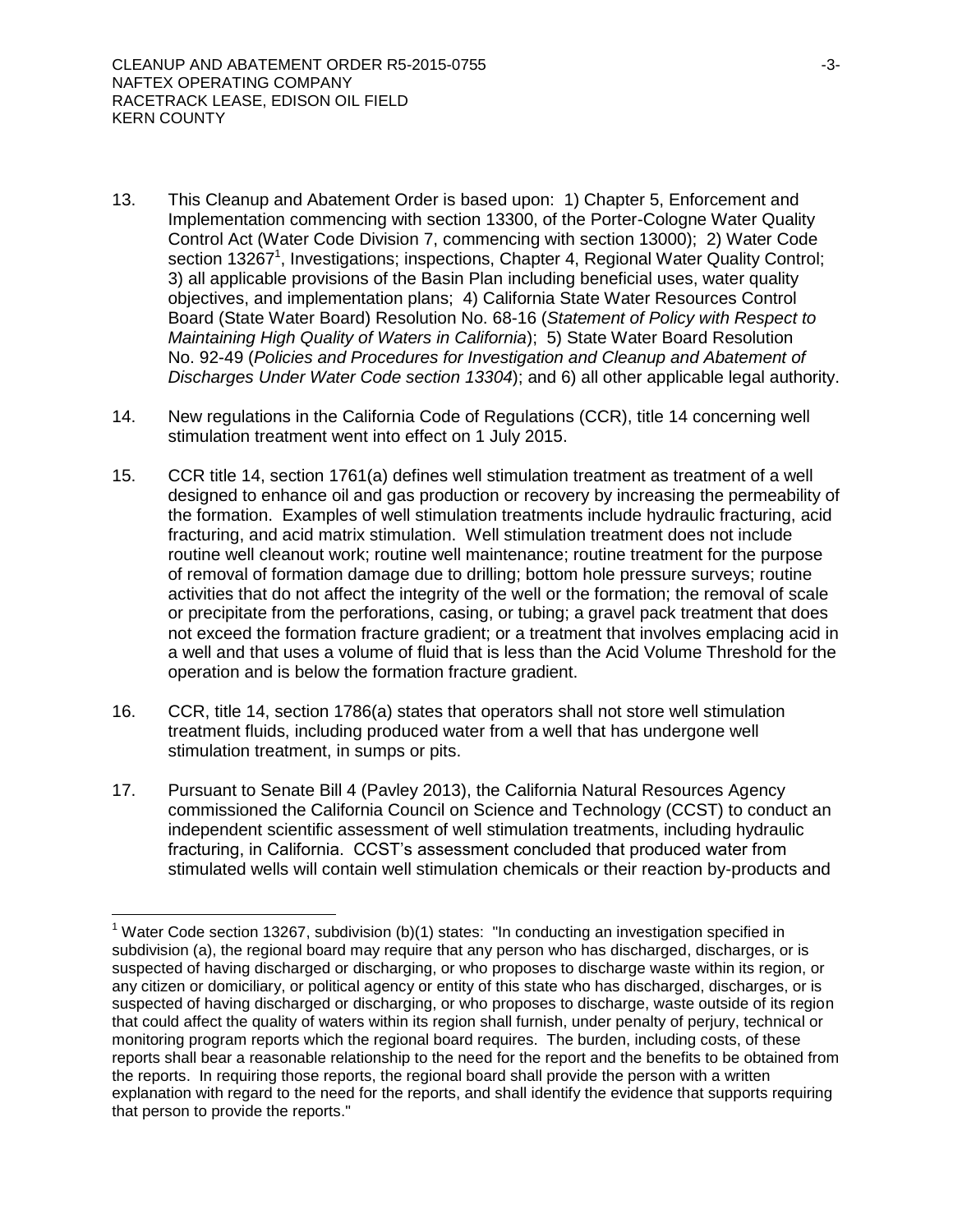13. This Cleanup and Abatement Order is based upon: 1) Chapter 5, Enforcement and Implementation commencing with section 13300, of the Porter-Cologne Water Quality Control Act (Water Code Division 7, commencing with section 13000); 2) Water Code section 13267[1], Investigations; inspections, Chapter 4, Regional Water Quality Control; 3) all applicable provisions of the Basin Plan including beneficial uses, water quality objectives, and implementation plans; 4) California State Water Resources Control Board (State Water Board) Resolution No. 68-16 (*Statement of Policy with Respect to Maintaining High Quality of Waters in California*); 5) State Water Board Resolution No. 92-49 (*Policies and Procedures for Investigation and Cleanup and Abatement of Discharges Under Water Code section 13304*); and 6) all other applicable legal authority.

14. New regulations in the California Code of Regulations (CCR), title 14 concerning well stimulation treatment went into effect on 1 July 2015.

15. CCR title 14, section 1761(a) defines well stimulation treatment as treatment of a well designed to enhance oil and gas production or recovery by increasing the permeability of the formation. Examples of well stimulation treatments include hydraulic fracturing, acid fracturing, and acid matrix stimulation. Well stimulation treatment does not include routine well cleanout work; routine well maintenance; routine treatment for the purpose of removal of formation damage due to drilling; bottom hole pressure surveys; routine activities that do not affect the integrity of the well or the formation; the removal of scale or precipitate from the perforations, casing, or tubing; a gravel pack treatment that does not exceed the formation fracture gradient; or a treatment that involves emplacing acid in a well and that uses a volume of fluid that is less than the Acid Volume Threshold for the operation and is below the formation fracture gradient.

16. CCR, title 14, section 1786(a) states that operators shall not store well stimulation treatment fluids, including produced water from a well that has undergone well stimulation treatment, in sumps or pits.

17. Pursuant to Senate Bill 4 (Pavley 2013), the California Natural Resources Agency commissioned the California Council on Science and Technology (CCST) to conduct an independent scientific assessment of well stimulation treatments, including hydraulic fracturing, in California. CCST's assessment concluded that produced water from stimulated wells will contain well stimulation chemicals or their reaction by-products and

---

[1] Water Code section 13267, subdivision (b)(1) states: "In conducting an investigation specified in subdivision (a), the regional board may require that any person who has discharged, discharges, or is suspected of having discharged or discharging, or who proposes to discharge waste within its region, or any citizen or domiciliary, or political agency or entity of this state who has discharged, discharges, or is suspected of having discharged or discharging, or who proposes to discharge, waste outside of its region that could affect the quality of waters within its region shall furnish, under penalty of perjury, technical or monitoring program reports which the regional board requires. The burden, including costs, of these reports shall bear a reasonable relationship to the need for the report and the benefits to be obtained from the reports. In requiring those reports, the regional board shall provide the person with a written explanation with regard to the need for the reports, and shall identify the evidence that supports requiring that person to provide the reports."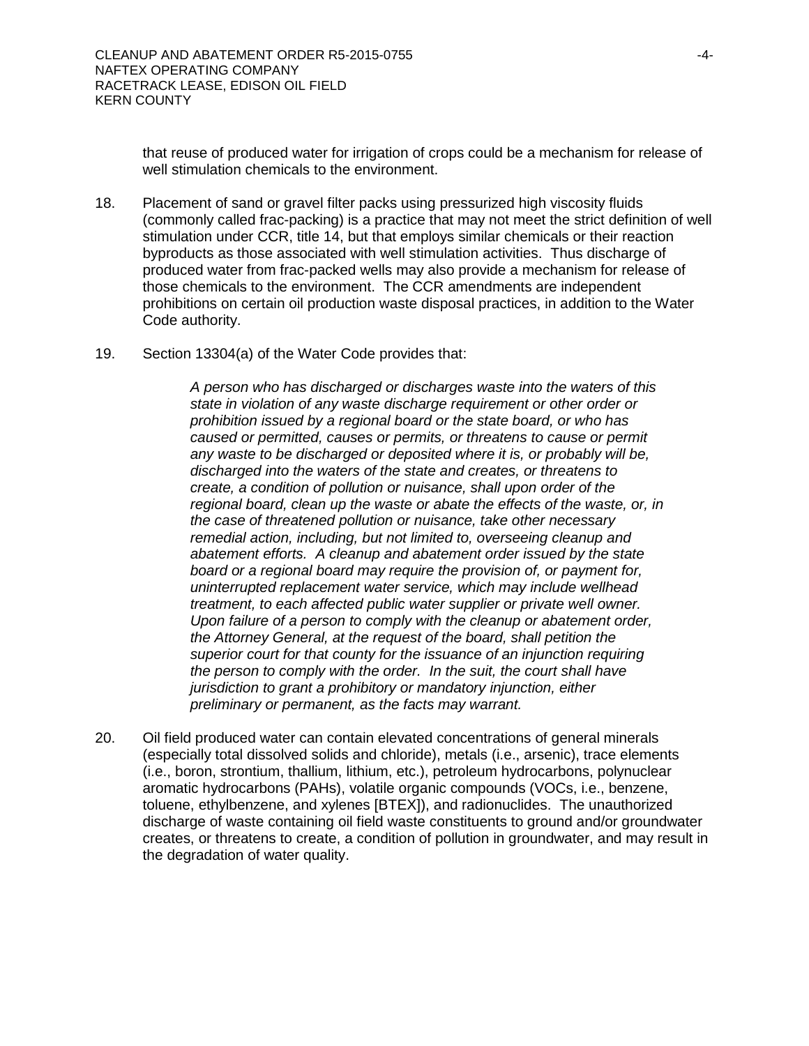that reuse of produced water for irrigation of crops could be a mechanism for release of well stimulation chemicals to the environment.

18. Placement of sand or gravel filter packs using pressurized high viscosity fluids (commonly called frac-packing) is a practice that may not meet the strict definition of well stimulation under CCR, title 14, but that employs similar chemicals or their reaction byproducts as those associated with well stimulation activities. Thus discharge of produced water from frac-packed wells may also provide a mechanism for release of those chemicals to the environment. The CCR amendments are independent prohibitions on certain oil production waste disposal practices, in addition to the Water Code authority.

19. Section 13304(a) of the Water Code provides that:

    *A person who has discharged or discharges waste into the waters of this state in violation of any waste discharge requirement or other order or prohibition issued by a regional board or the state board, or who has caused or permitted, causes or permits, or threatens to cause or permit any waste to be discharged or deposited where it is, or probably will be, discharged into the waters of the state and creates, or threatens to create, a condition of pollution or nuisance, shall upon order of the regional board, clean up the waste or abate the effects of the waste, or, in the case of threatened pollution or nuisance, take other necessary remedial action, including, but not limited to, overseeing cleanup and abatement efforts. A cleanup and abatement order issued by the state board or a regional board may require the provision of, or payment for, uninterrupted replacement water service, which may include wellhead treatment, to each affected public water supplier or private well owner. Upon failure of a person to comply with the cleanup or abatement order, the Attorney General, at the request of the board, shall petition the superior court for that county for the issuance of an injunction requiring the person to comply with the order. In the suit, the court shall have jurisdiction to grant a prohibitory or mandatory injunction, either preliminary or permanent, as the facts may warrant.*

20. Oil field produced water can contain elevated concentrations of general minerals (especially total dissolved solids and chloride), metals (i.e., arsenic), trace elements (i.e., boron, strontium, thallium, lithium, etc.), petroleum hydrocarbons, polynuclear aromatic hydrocarbons (PAHs), volatile organic compounds (VOCs, i.e., benzene, toluene, ethylbenzene, and xylenes [BTEX]), and radionuclides. The unauthorized discharge of waste containing oil field waste constituents to ground and/or groundwater creates, or threatens to create, a condition of pollution in groundwater, and may result in the degradation of water quality.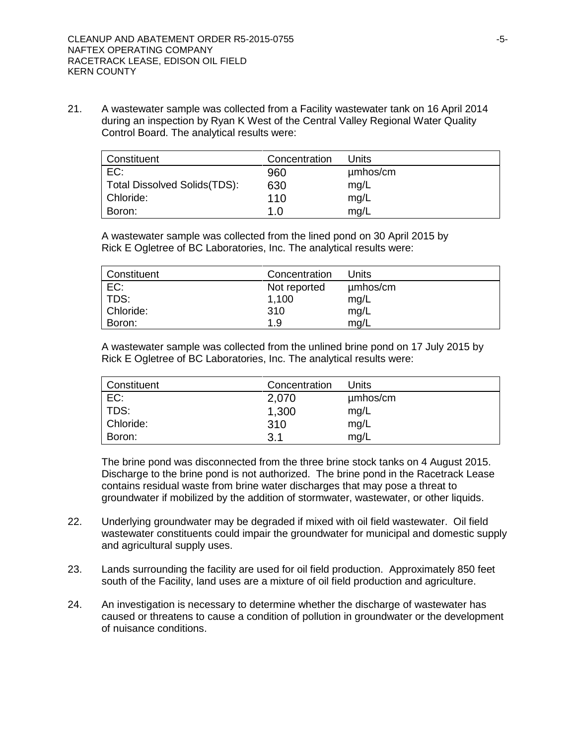21. A wastewater sample was collected from a Facility wastewater tank on 16 April 2014 during an inspection by Ryan K West of the Central Valley Regional Water Quality Control Board. The analytical results were:

| Constituent | Concentration | Units |
|---|---|---|
| EC: | 960 | µmhos/cm |
| Total Dissolved Solids(TDS): | 630 | mg/L |
| Chloride: | 110 | mg/L |
| Boron: | 1.0 | mg/L |

A wastewater sample was collected from the lined pond on 30 April 2015 by Rick E Ogletree of BC Laboratories, Inc. The analytical results were:

| Constituent | Concentration | Units |
|---|---|---|
| EC: | Not reported | µmhos/cm |
| TDS: | 1,100 | mg/L |
| Chloride: | 310 | mg/L |
| Boron: | 1.9 | mg/L |

A wastewater sample was collected from the unlined brine pond on 17 July 2015 by Rick E Ogletree of BC Laboratories, Inc. The analytical results were:

| Constituent | Concentration | Units |
|---|---|---|
| EC: | 2,070 | µmhos/cm |
| TDS: | 1,300 | mg/L |
| Chloride: | 310 | mg/L |
| Boron: | 3.1 | mg/L |

The brine pond was disconnected from the three brine stock tanks on 4 August 2015. Discharge to the brine pond is not authorized. The brine pond in the Racetrack Lease contains residual waste from brine water discharges that may pose a threat to groundwater if mobilized by the addition of stormwater, wastewater, or other liquids.

22. Underlying groundwater may be degraded if mixed with oil field wastewater. Oil field wastewater constituents could impair the groundwater for municipal and domestic supply and agricultural supply uses.

23. Lands surrounding the facility are used for oil field production. Approximately 850 feet south of the Facility, land uses are a mixture of oil field production and agriculture.

24. An investigation is necessary to determine whether the discharge of wastewater has caused or threatens to cause a condition of pollution in groundwater or the development of nuisance conditions.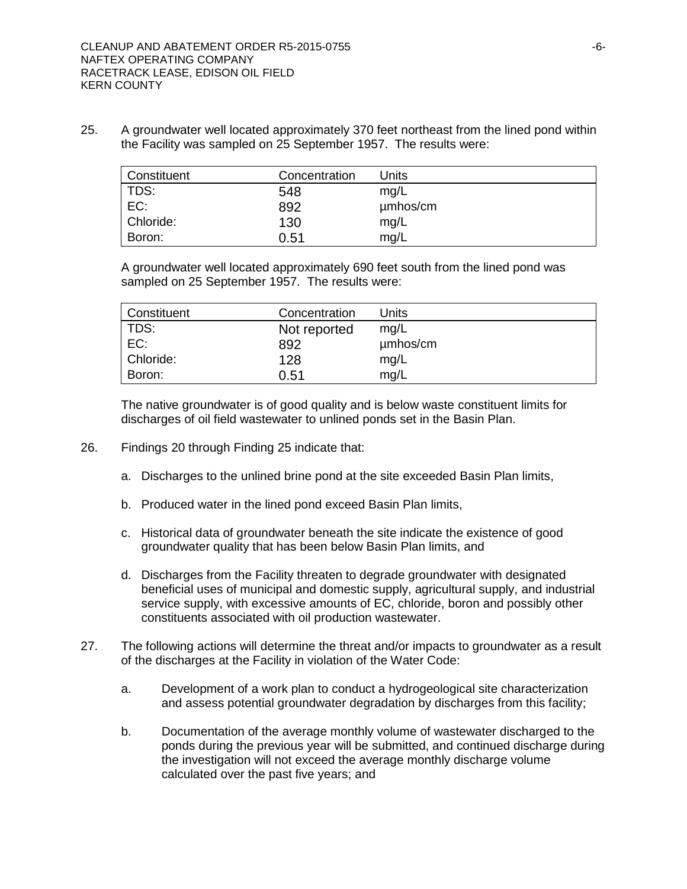25. A groundwater well located approximately 370 feet northeast from the lined pond within the Facility was sampled on 25 September 1957. The results were:

| Constituent | Concentration | Units |
|---|---|---|
| TDS: | 548 | mg/L |
| EC: | 892 | µmhos/cm |
| Chloride: | 130 | mg/L |
| Boron: | 0.51 | mg/L |

A groundwater well located approximately 690 feet south from the lined pond was sampled on 25 September 1957. The results were:

| Constituent | Concentration | Units |
|---|---|---|
| TDS: | Not reported | mg/L |
| EC: | 892 | µmhos/cm |
| Chloride: | 128 | mg/L |
| Boron: | 0.51 | mg/L |

The native groundwater is of good quality and is below waste constituent limits for discharges of oil field wastewater to unlined ponds set in the Basin Plan.

26. Findings 20 through Finding 25 indicate that:

   a. Discharges to the unlined brine pond at the site exceeded Basin Plan limits,

   b. Produced water in the lined pond exceed Basin Plan limits,

   c. Historical data of groundwater beneath the site indicate the existence of good groundwater quality that has been below Basin Plan limits, and

   d. Discharges from the Facility threaten to degrade groundwater with designated beneficial uses of municipal and domestic supply, agricultural supply, and industrial service supply, with excessive amounts of EC, chloride, boron and possibly other constituents associated with oil production wastewater.

27. The following actions will determine the threat and/or impacts to groundwater as a result of the discharges at the Facility in violation of the Water Code:

   a. Development of a work plan to conduct a hydrogeological site characterization and assess potential groundwater degradation by discharges from this facility;

   b. Documentation of the average monthly volume of wastewater discharged to the ponds during the previous year will be submitted, and continued discharge during the investigation will not exceed the average monthly discharge volume calculated over the past five years; and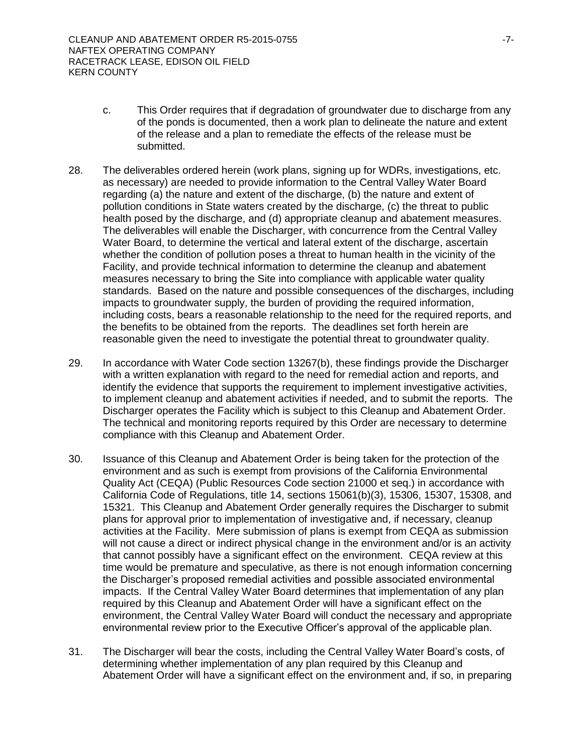c. This Order requires that if degradation of groundwater due to discharge from any of the ponds is documented, then a work plan to delineate the nature and extent of the release and a plan to remediate the effects of the release must be submitted.

28. The deliverables ordered herein (work plans, signing up for WDRs, investigations, etc. as necessary) are needed to provide information to the Central Valley Water Board regarding (a) the nature and extent of the discharge, (b) the nature and extent of pollution conditions in State waters created by the discharge, (c) the threat to public health posed by the discharge, and (d) appropriate cleanup and abatement measures. The deliverables will enable the Discharger, with concurrence from the Central Valley Water Board, to determine the vertical and lateral extent of the discharge, ascertain whether the condition of pollution poses a threat to human health in the vicinity of the Facility, and provide technical information to determine the cleanup and abatement measures necessary to bring the Site into compliance with applicable water quality standards. Based on the nature and possible consequences of the discharges, including impacts to groundwater supply, the burden of providing the required information, including costs, bears a reasonable relationship to the need for the required reports, and the benefits to be obtained from the reports. The deadlines set forth herein are reasonable given the need to investigate the potential threat to groundwater quality.

29. In accordance with Water Code section 13267(b), these findings provide the Discharger with a written explanation with regard to the need for remedial action and reports, and identify the evidence that supports the requirement to implement investigative activities, to implement cleanup and abatement activities if needed, and to submit the reports. The Discharger operates the Facility which is subject to this Cleanup and Abatement Order. The technical and monitoring reports required by this Order are necessary to determine compliance with this Cleanup and Abatement Order.

30. Issuance of this Cleanup and Abatement Order is being taken for the protection of the environment and as such is exempt from provisions of the California Environmental Quality Act (CEQA) (Public Resources Code section 21000 et seq.) in accordance with California Code of Regulations, title 14, sections 15061(b)(3), 15306, 15307, 15308, and 15321. This Cleanup and Abatement Order generally requires the Discharger to submit plans for approval prior to implementation of investigative and, if necessary, cleanup activities at the Facility. Mere submission of plans is exempt from CEQA as submission will not cause a direct or indirect physical change in the environment and/or is an activity that cannot possibly have a significant effect on the environment. CEQA review at this time would be premature and speculative, as there is not enough information concerning the Discharger's proposed remedial activities and possible associated environmental impacts. If the Central Valley Water Board determines that implementation of any plan required by this Cleanup and Abatement Order will have a significant effect on the environment, the Central Valley Water Board will conduct the necessary and appropriate environmental review prior to the Executive Officer's approval of the applicable plan.

31. The Discharger will bear the costs, including the Central Valley Water Board's costs, of determining whether implementation of any plan required by this Cleanup and Abatement Order will have a significant effect on the environment and, if so, in preparing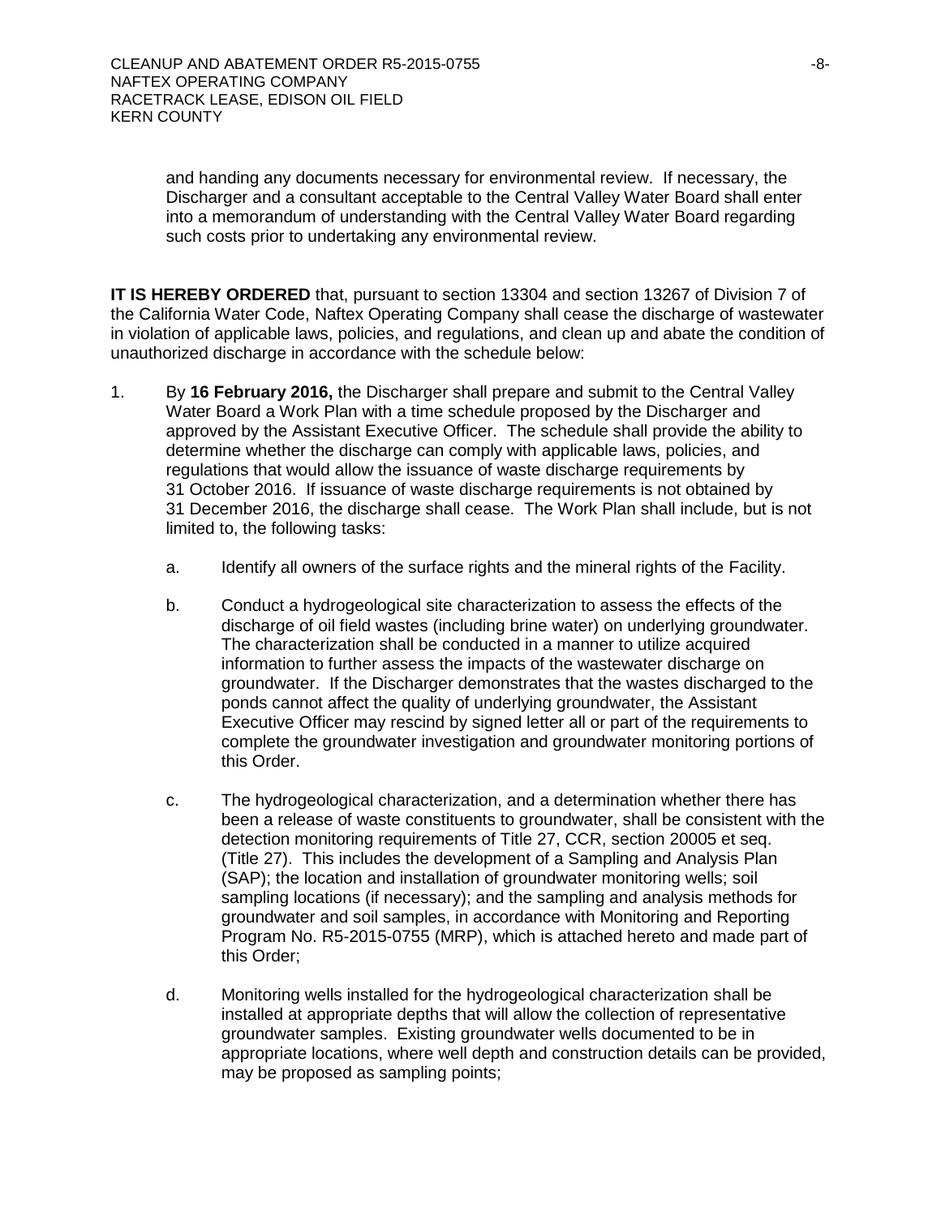and handing any documents necessary for environmental review. If necessary, the Discharger and a consultant acceptable to the Central Valley Water Board shall enter into a memorandum of understanding with the Central Valley Water Board regarding such costs prior to undertaking any environmental review.

**IT IS HEREBY ORDERED** that, pursuant to section 13304 and section 13267 of Division 7 of the California Water Code, Naftex Operating Company shall cease the discharge of wastewater in violation of applicable laws, policies, and regulations, and clean up and abate the condition of unauthorized discharge in accordance with the schedule below:

1. By **16 February 2016,** the Discharger shall prepare and submit to the Central Valley Water Board a Work Plan with a time schedule proposed by the Discharger and approved by the Assistant Executive Officer. The schedule shall provide the ability to determine whether the discharge can comply with applicable laws, policies, and regulations that would allow the issuance of waste discharge requirements by 31 October 2016. If issuance of waste discharge requirements is not obtained by 31 December 2016, the discharge shall cease. The Work Plan shall include, but is not limited to, the following tasks:

   a. Identify all owners of the surface rights and the mineral rights of the Facility.

   b. Conduct a hydrogeological site characterization to assess the effects of the discharge of oil field wastes (including brine water) on underlying groundwater. The characterization shall be conducted in a manner to utilize acquired information to further assess the impacts of the wastewater discharge on groundwater. If the Discharger demonstrates that the wastes discharged to the ponds cannot affect the quality of underlying groundwater, the Assistant Executive Officer may rescind by signed letter all or part of the requirements to complete the groundwater investigation and groundwater monitoring portions of this Order.

   c. The hydrogeological characterization, and a determination whether there has been a release of waste constituents to groundwater, shall be consistent with the detection monitoring requirements of Title 27, CCR, section 20005 et seq. (Title 27). This includes the development of a Sampling and Analysis Plan (SAP); the location and installation of groundwater monitoring wells; soil sampling locations (if necessary); and the sampling and analysis methods for groundwater and soil samples, in accordance with Monitoring and Reporting Program No. R5-2015-0755 (MRP), which is attached hereto and made part of this Order;

   d. Monitoring wells installed for the hydrogeological characterization shall be installed at appropriate depths that will allow the collection of representative groundwater samples. Existing groundwater wells documented to be in appropriate locations, where well depth and construction details can be provided, may be proposed as sampling points;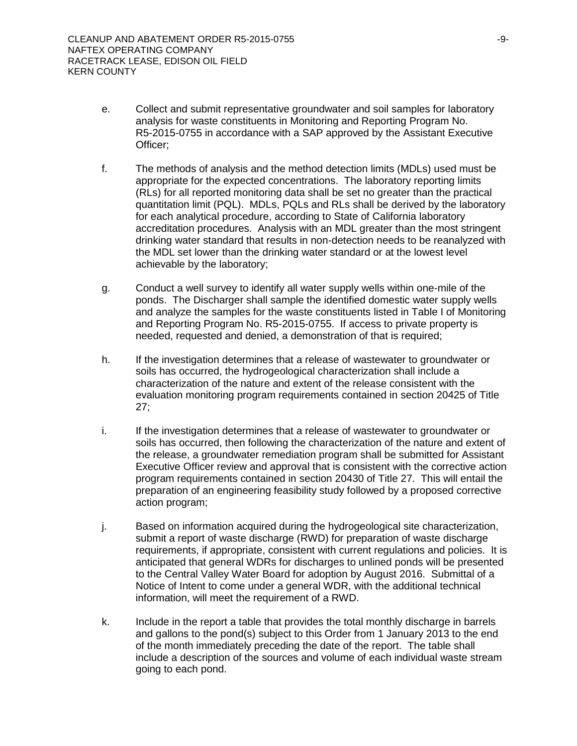e. Collect and submit representative groundwater and soil samples for laboratory analysis for waste constituents in Monitoring and Reporting Program No. R5-2015-0755 in accordance with a SAP approved by the Assistant Executive Officer;

f. The methods of analysis and the method detection limits (MDLs) used must be appropriate for the expected concentrations. The laboratory reporting limits (RLs) for all reported monitoring data shall be set no greater than the practical quantitation limit (PQL). MDLs, PQLs and RLs shall be derived by the laboratory for each analytical procedure, according to State of California laboratory accreditation procedures. Analysis with an MDL greater than the most stringent drinking water standard that results in non-detection needs to be reanalyzed with the MDL set lower than the drinking water standard or at the lowest level achievable by the laboratory;

g. Conduct a well survey to identify all water supply wells within one-mile of the ponds. The Discharger shall sample the identified domestic water supply wells and analyze the samples for the waste constituents listed in Table I of Monitoring and Reporting Program No. R5-2015-0755. If access to private property is needed, requested and denied, a demonstration of that is required;

h. If the investigation determines that a release of wastewater to groundwater or soils has occurred, the hydrogeological characterization shall include a characterization of the nature and extent of the release consistent with the evaluation monitoring program requirements contained in section 20425 of Title 27;

i. If the investigation determines that a release of wastewater to groundwater or soils has occurred, then following the characterization of the nature and extent of the release, a groundwater remediation program shall be submitted for Assistant Executive Officer review and approval that is consistent with the corrective action program requirements contained in section 20430 of Title 27. This will entail the preparation of an engineering feasibility study followed by a proposed corrective action program;

j. Based on information acquired during the hydrogeological site characterization, submit a report of waste discharge (RWD) for preparation of waste discharge requirements, if appropriate, consistent with current regulations and policies. It is anticipated that general WDRs for discharges to unlined ponds will be presented to the Central Valley Water Board for adoption by August 2016. Submittal of a Notice of Intent to come under a general WDR, with the additional technical information, will meet the requirement of a RWD.

k. Include in the report a table that provides the total monthly discharge in barrels and gallons to the pond(s) subject to this Order from 1 January 2013 to the end of the month immediately preceding the date of the report. The table shall include a description of the sources and volume of each individual waste stream going to each pond.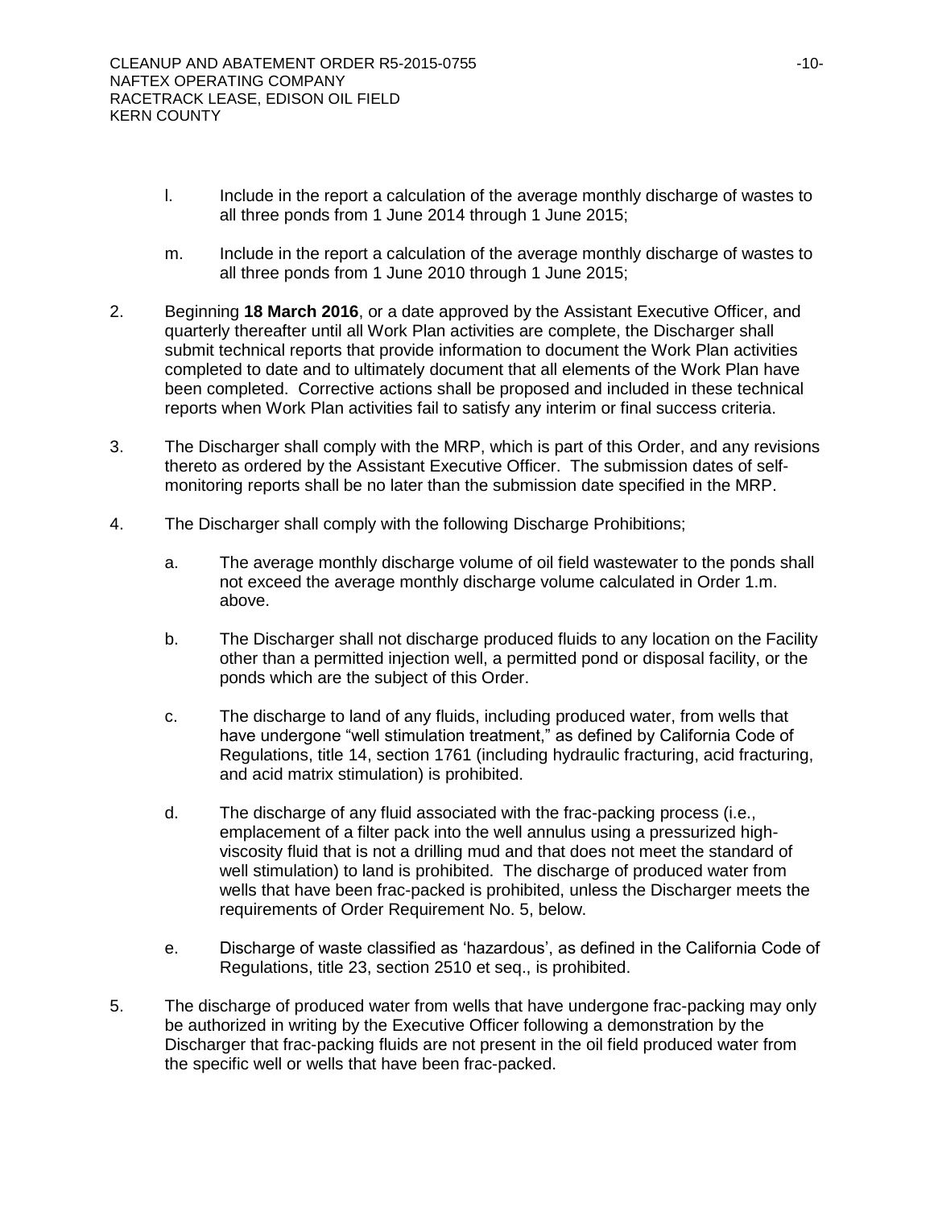l. Include in the report a calculation of the average monthly discharge of wastes to all three ponds from 1 June 2014 through 1 June 2015;

m. Include in the report a calculation of the average monthly discharge of wastes to all three ponds from 1 June 2010 through 1 June 2015;

2. Beginning **18 March 2016**, or a date approved by the Assistant Executive Officer, and quarterly thereafter until all Work Plan activities are complete, the Discharger shall submit technical reports that provide information to document the Work Plan activities completed to date and to ultimately document that all elements of the Work Plan have been completed. Corrective actions shall be proposed and included in these technical reports when Work Plan activities fail to satisfy any interim or final success criteria.

3. The Discharger shall comply with the MRP, which is part of this Order, and any revisions thereto as ordered by the Assistant Executive Officer. The submission dates of self-monitoring reports shall be no later than the submission date specified in the MRP.

4. The Discharger shall comply with the following Discharge Prohibitions;

   a. The average monthly discharge volume of oil field wastewater to the ponds shall not exceed the average monthly discharge volume calculated in Order 1.m. above.

   b. The Discharger shall not discharge produced fluids to any location on the Facility other than a permitted injection well, a permitted pond or disposal facility, or the ponds which are the subject of this Order.

   c. The discharge to land of any fluids, including produced water, from wells that have undergone "well stimulation treatment," as defined by California Code of Regulations, title 14, section 1761 (including hydraulic fracturing, acid fracturing, and acid matrix stimulation) is prohibited.

   d. The discharge of any fluid associated with the frac-packing process (i.e., emplacement of a filter pack into the well annulus using a pressurized high-viscosity fluid that is not a drilling mud and that does not meet the standard of well stimulation) to land is prohibited. The discharge of produced water from wells that have been frac-packed is prohibited, unless the Discharger meets the requirements of Order Requirement No. 5, below.

   e. Discharge of waste classified as 'hazardous', as defined in the California Code of Regulations, title 23, section 2510 et seq., is prohibited.

5. The discharge of produced water from wells that have undergone frac-packing may only be authorized in writing by the Executive Officer following a demonstration by the Discharger that frac-packing fluids are not present in the oil field produced water from the specific well or wells that have been frac-packed.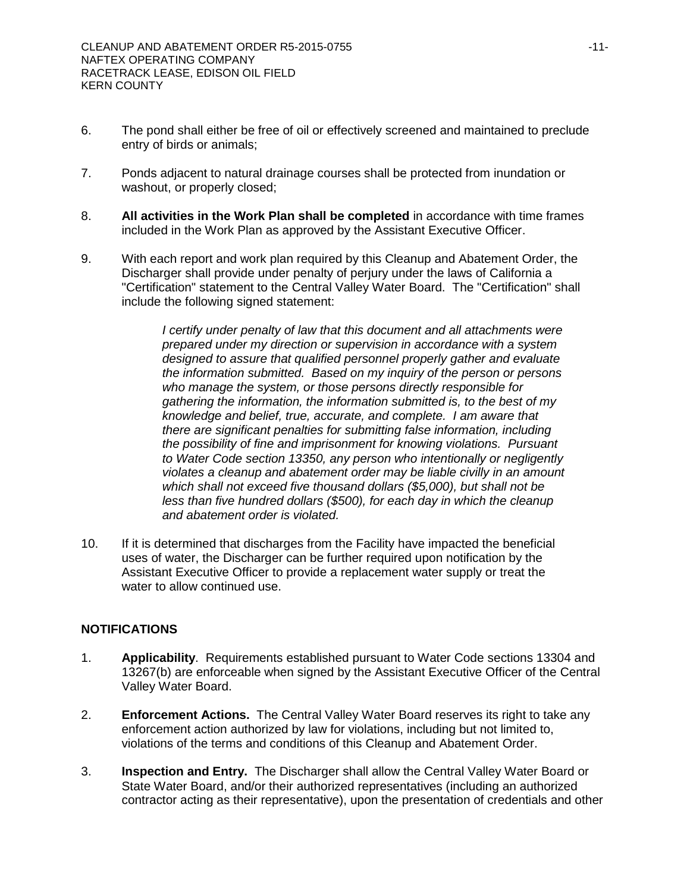6. The pond shall either be free of oil or effectively screened and maintained to preclude entry of birds or animals;

7. Ponds adjacent to natural drainage courses shall be protected from inundation or washout, or properly closed;

8. **All activities in the Work Plan shall be completed** in accordance with time frames included in the Work Plan as approved by the Assistant Executive Officer.

9. With each report and work plan required by this Cleanup and Abatement Order, the Discharger shall provide under penalty of perjury under the laws of California a "Certification" statement to the Central Valley Water Board. The "Certification" shall include the following signed statement:

   > *I certify under penalty of law that this document and all attachments were prepared under my direction or supervision in accordance with a system designed to assure that qualified personnel properly gather and evaluate the information submitted. Based on my inquiry of the person or persons who manage the system, or those persons directly responsible for gathering the information, the information submitted is, to the best of my knowledge and belief, true, accurate, and complete. I am aware that there are significant penalties for submitting false information, including the possibility of fine and imprisonment for knowing violations. Pursuant to Water Code section 13350, any person who intentionally or negligently violates a cleanup and abatement order may be liable civilly in an amount which shall not exceed five thousand dollars ($5,000), but shall not be less than five hundred dollars ($500), for each day in which the cleanup and abatement order is violated.*

10. If it is determined that discharges from the Facility have impacted the beneficial uses of water, the Discharger can be further required upon notification by the Assistant Executive Officer to provide a replacement water supply or treat the water to allow continued use.

## NOTIFICATIONS

1. **Applicability**. Requirements established pursuant to Water Code sections 13304 and 13267(b) are enforceable when signed by the Assistant Executive Officer of the Central Valley Water Board.

2. **Enforcement Actions.** The Central Valley Water Board reserves its right to take any enforcement action authorized by law for violations, including but not limited to, violations of the terms and conditions of this Cleanup and Abatement Order.

3. **Inspection and Entry.** The Discharger shall allow the Central Valley Water Board or State Water Board, and/or their authorized representatives (including an authorized contractor acting as their representative), upon the presentation of credentials and other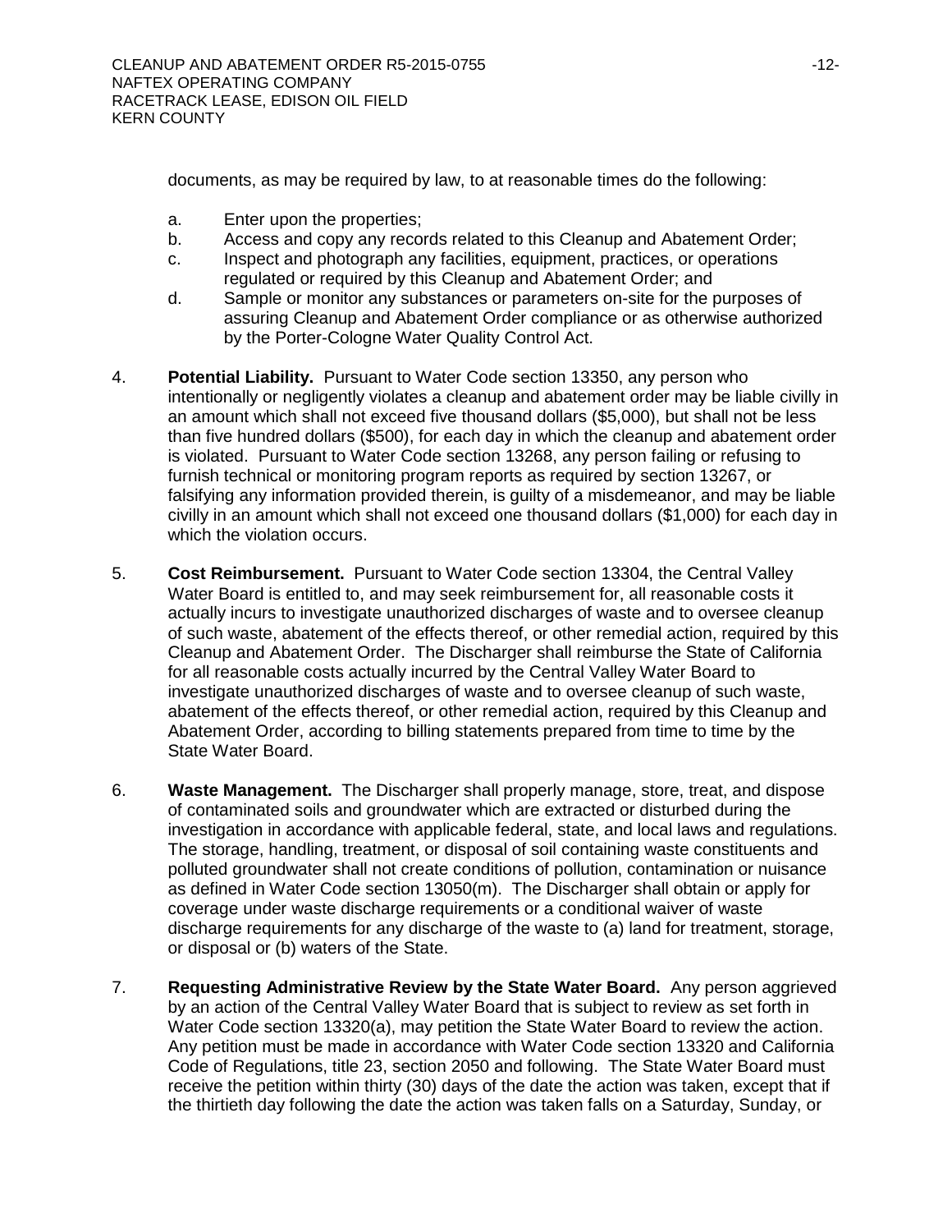documents, as may be required by law, to at reasonable times do the following:

a. Enter upon the properties;
b. Access and copy any records related to this Cleanup and Abatement Order;
c. Inspect and photograph any facilities, equipment, practices, or operations regulated or required by this Cleanup and Abatement Order; and
d. Sample or monitor any substances or parameters on-site for the purposes of assuring Cleanup and Abatement Order compliance or as otherwise authorized by the Porter-Cologne Water Quality Control Act.

4. **Potential Liability.** Pursuant to Water Code section 13350, any person who intentionally or negligently violates a cleanup and abatement order may be liable civilly in an amount which shall not exceed five thousand dollars ($5,000), but shall not be less than five hundred dollars ($500), for each day in which the cleanup and abatement order is violated. Pursuant to Water Code section 13268, any person failing or refusing to furnish technical or monitoring program reports as required by section 13267, or falsifying any information provided therein, is guilty of a misdemeanor, and may be liable civilly in an amount which shall not exceed one thousand dollars ($1,000) for each day in which the violation occurs.

5. **Cost Reimbursement.** Pursuant to Water Code section 13304, the Central Valley Water Board is entitled to, and may seek reimbursement for, all reasonable costs it actually incurs to investigate unauthorized discharges of waste and to oversee cleanup of such waste, abatement of the effects thereof, or other remedial action, required by this Cleanup and Abatement Order. The Discharger shall reimburse the State of California for all reasonable costs actually incurred by the Central Valley Water Board to investigate unauthorized discharges of waste and to oversee cleanup of such waste, abatement of the effects thereof, or other remedial action, required by this Cleanup and Abatement Order, according to billing statements prepared from time to time by the State Water Board.

6. **Waste Management.** The Discharger shall properly manage, store, treat, and dispose of contaminated soils and groundwater which are extracted or disturbed during the investigation in accordance with applicable federal, state, and local laws and regulations. The storage, handling, treatment, or disposal of soil containing waste constituents and polluted groundwater shall not create conditions of pollution, contamination or nuisance as defined in Water Code section 13050(m). The Discharger shall obtain or apply for coverage under waste discharge requirements or a conditional waiver of waste discharge requirements for any discharge of the waste to (a) land for treatment, storage, or disposal or (b) waters of the State.

7. **Requesting Administrative Review by the State Water Board.** Any person aggrieved by an action of the Central Valley Water Board that is subject to review as set forth in Water Code section 13320(a), may petition the State Water Board to review the action. Any petition must be made in accordance with Water Code section 13320 and California Code of Regulations, title 23, section 2050 and following. The State Water Board must receive the petition within thirty (30) days of the date the action was taken, except that if the thirtieth day following the date the action was taken falls on a Saturday, Sunday, or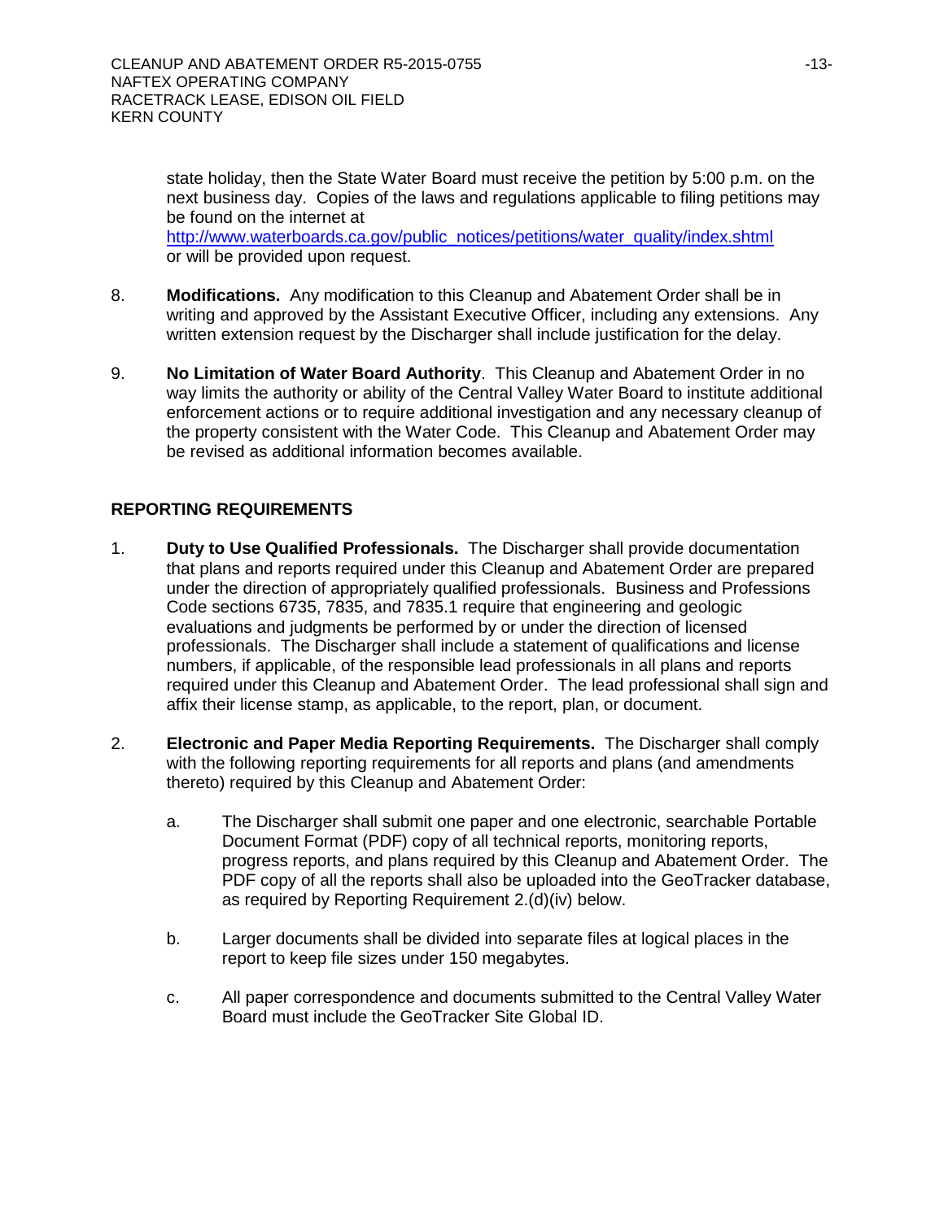state holiday, then the State Water Board must receive the petition by 5:00 p.m. on the next business day. Copies of the laws and regulations applicable to filing petitions may be found on the internet at http://www.waterboards.ca.gov/public_notices/petitions/water_quality/index.shtml or will be provided upon request.

8. **Modifications.** Any modification to this Cleanup and Abatement Order shall be in writing and approved by the Assistant Executive Officer, including any extensions. Any written extension request by the Discharger shall include justification for the delay.

9. **No Limitation of Water Board Authority**. This Cleanup and Abatement Order in no way limits the authority or ability of the Central Valley Water Board to institute additional enforcement actions or to require additional investigation and any necessary cleanup of the property consistent with the Water Code. This Cleanup and Abatement Order may be revised as additional information becomes available.

## REPORTING REQUIREMENTS

1. **Duty to Use Qualified Professionals.** The Discharger shall provide documentation that plans and reports required under this Cleanup and Abatement Order are prepared under the direction of appropriately qualified professionals. Business and Professions Code sections 6735, 7835, and 7835.1 require that engineering and geologic evaluations and judgments be performed by or under the direction of licensed professionals. The Discharger shall include a statement of qualifications and license numbers, if applicable, of the responsible lead professionals in all plans and reports required under this Cleanup and Abatement Order. The lead professional shall sign and affix their license stamp, as applicable, to the report, plan, or document.

2. **Electronic and Paper Media Reporting Requirements.** The Discharger shall comply with the following reporting requirements for all reports and plans (and amendments thereto) required by this Cleanup and Abatement Order:

   a. The Discharger shall submit one paper and one electronic, searchable Portable Document Format (PDF) copy of all technical reports, monitoring reports, progress reports, and plans required by this Cleanup and Abatement Order. The PDF copy of all the reports shall also be uploaded into the GeoTracker database, as required by Reporting Requirement 2.(d)(iv) below.

   b. Larger documents shall be divided into separate files at logical places in the report to keep file sizes under 150 megabytes.

   c. All paper correspondence and documents submitted to the Central Valley Water Board must include the GeoTracker Site Global ID.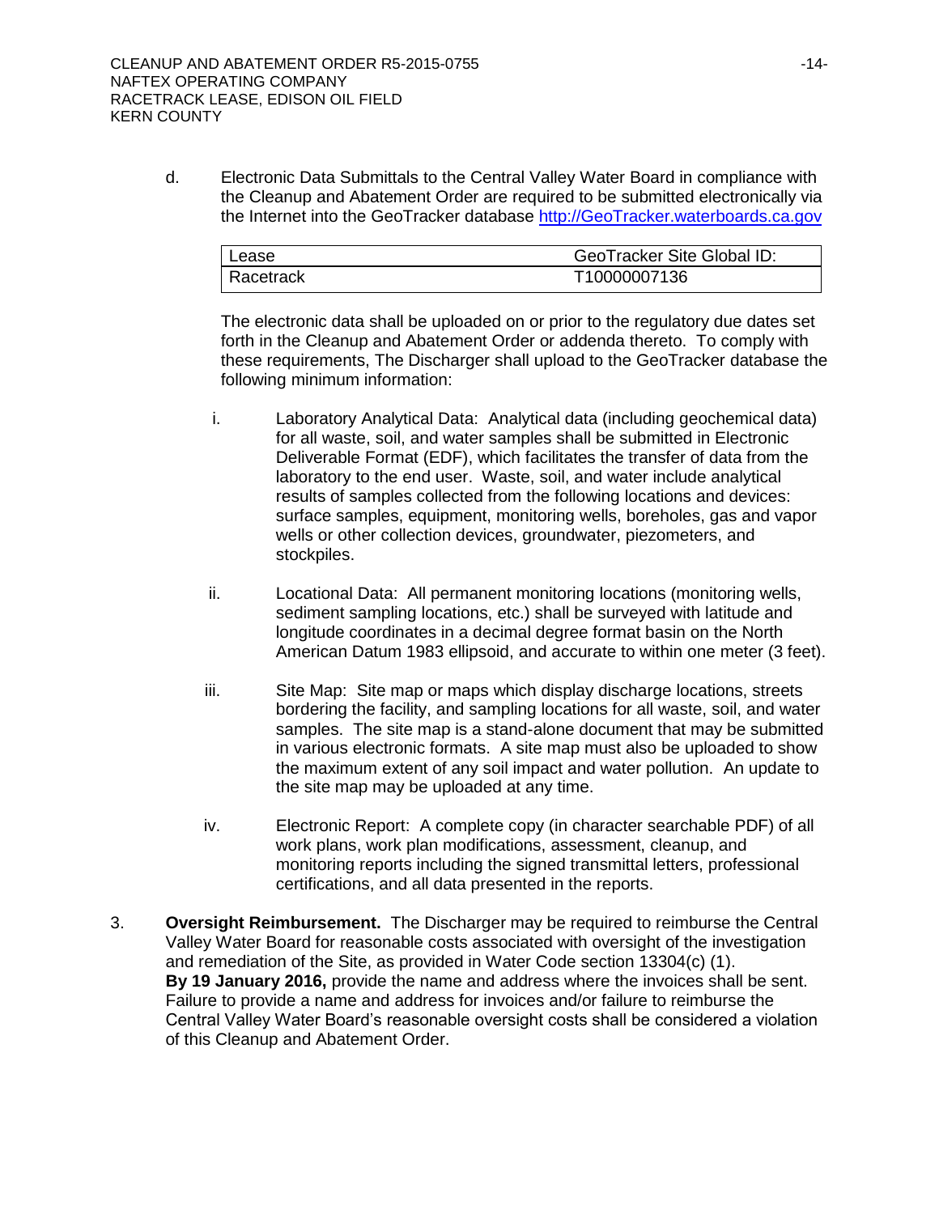d. Electronic Data Submittals to the Central Valley Water Board in compliance with the Cleanup and Abatement Order are required to be submitted electronically via the Internet into the GeoTracker database http://GeoTracker.waterboards.ca.gov

| Lease | GeoTracker Site Global ID: |
|---|---|
| Racetrack | T10000007136 |

The electronic data shall be uploaded on or prior to the regulatory due dates set forth in the Cleanup and Abatement Order or addenda thereto. To comply with these requirements, The Discharger shall upload to the GeoTracker database the following minimum information:

i. Laboratory Analytical Data: Analytical data (including geochemical data) for all waste, soil, and water samples shall be submitted in Electronic Deliverable Format (EDF), which facilitates the transfer of data from the laboratory to the end user. Waste, soil, and water include analytical results of samples collected from the following locations and devices: surface samples, equipment, monitoring wells, boreholes, gas and vapor wells or other collection devices, groundwater, piezometers, and stockpiles.

ii. Locational Data: All permanent monitoring locations (monitoring wells, sediment sampling locations, etc.) shall be surveyed with latitude and longitude coordinates in a decimal degree format basin on the North American Datum 1983 ellipsoid, and accurate to within one meter (3 feet).

iii. Site Map: Site map or maps which display discharge locations, streets bordering the facility, and sampling locations for all waste, soil, and water samples. The site map is a stand-alone document that may be submitted in various electronic formats. A site map must also be uploaded to show the maximum extent of any soil impact and water pollution. An update to the site map may be uploaded at any time.

iv. Electronic Report: A complete copy (in character searchable PDF) of all work plans, work plan modifications, assessment, cleanup, and monitoring reports including the signed transmittal letters, professional certifications, and all data presented in the reports.

3. **Oversight Reimbursement.** The Discharger may be required to reimburse the Central Valley Water Board for reasonable costs associated with oversight of the investigation and remediation of the Site, as provided in Water Code section 13304(c) (1). **By 19 January 2016,** provide the name and address where the invoices shall be sent. Failure to provide a name and address for invoices and/or failure to reimburse the Central Valley Water Board's reasonable oversight costs shall be considered a violation of this Cleanup and Abatement Order.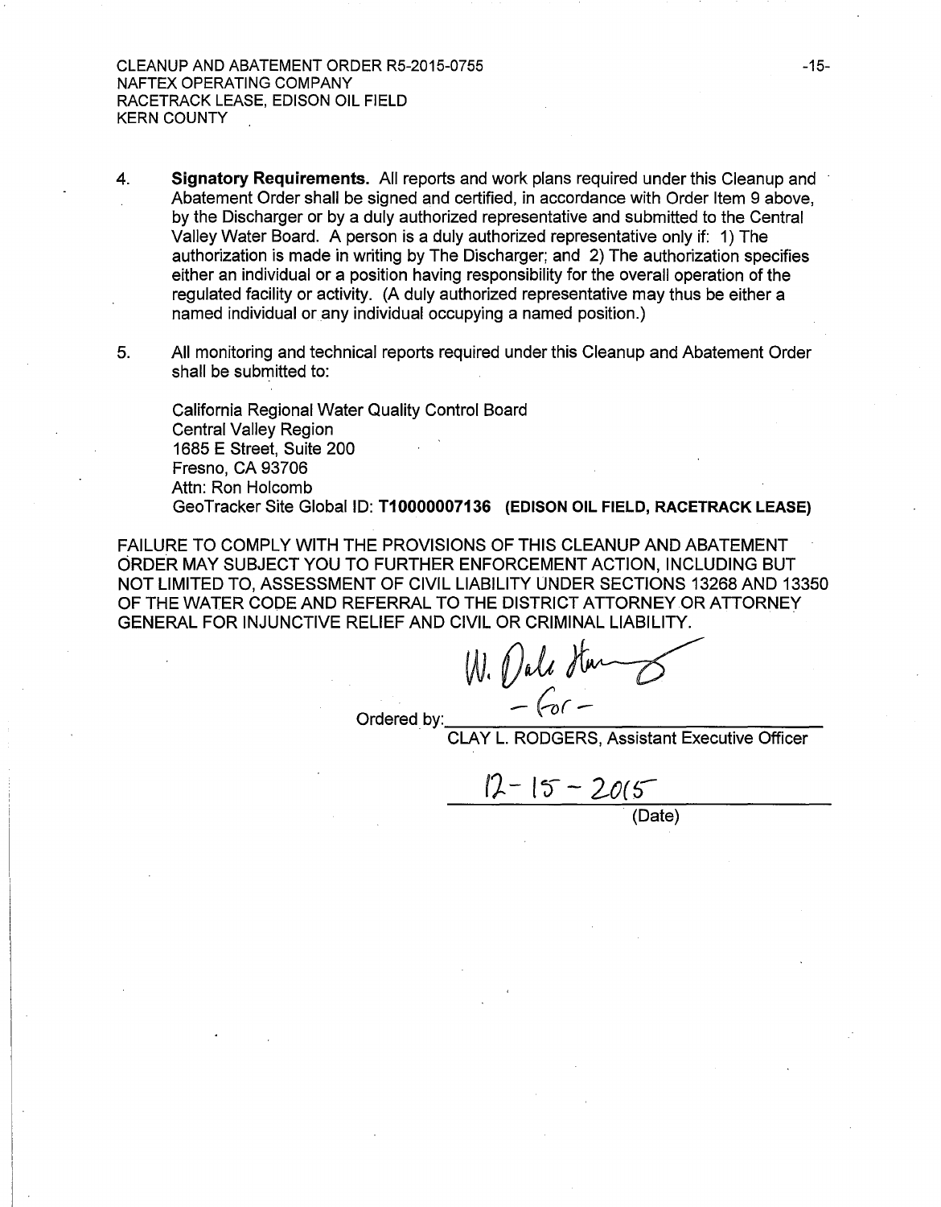4. **Signatory Requirements.** All reports and work plans required under this Cleanup and Abatement Order shall be signed and certified, in accordance with Order Item 9 above, by the Discharger or by a duly authorized representative and submitted to the Central Valley Water Board. A person is a duly authorized representative only if: 1) The authorization is made in writing by The Discharger; and 2) The authorization specifies either an individual or a position having responsibility for the overall operation of the regulated facility or activity. (A duly authorized representative may thus be either a named individual or any individual occupying a named position.)

5. All monitoring and technical reports required under this Cleanup and Abatement Order shall be submitted to:

   California Regional Water Quality Control Board
   Central Valley Region
   1685 E Street, Suite 200
   Fresno, CA 93706
   Attn: Ron Holcomb
   GeoTracker Site Global ID: **T10000007136 (EDISON OIL FIELD, RACETRACK LEASE)**

FAILURE TO COMPLY WITH THE PROVISIONS OF THIS CLEANUP AND ABATEMENT ORDER MAY SUBJECT YOU TO FURTHER ENFORCEMENT ACTION, INCLUDING BUT NOT LIMITED TO, ASSESSMENT OF CIVIL LIABILITY UNDER SECTIONS 13268 AND 13350 OF THE WATER CODE AND REFERRAL TO THE DISTRICT ATTORNEY OR ATTORNEY GENERAL FOR INJUNCTIVE RELIEF AND CIVIL OR CRIMINAL LIABILITY.

Ordered by: W. Dale Harvey — For —
CLAY L. RODGERS, Assistant Executive Officer

12-15-2015
(Date)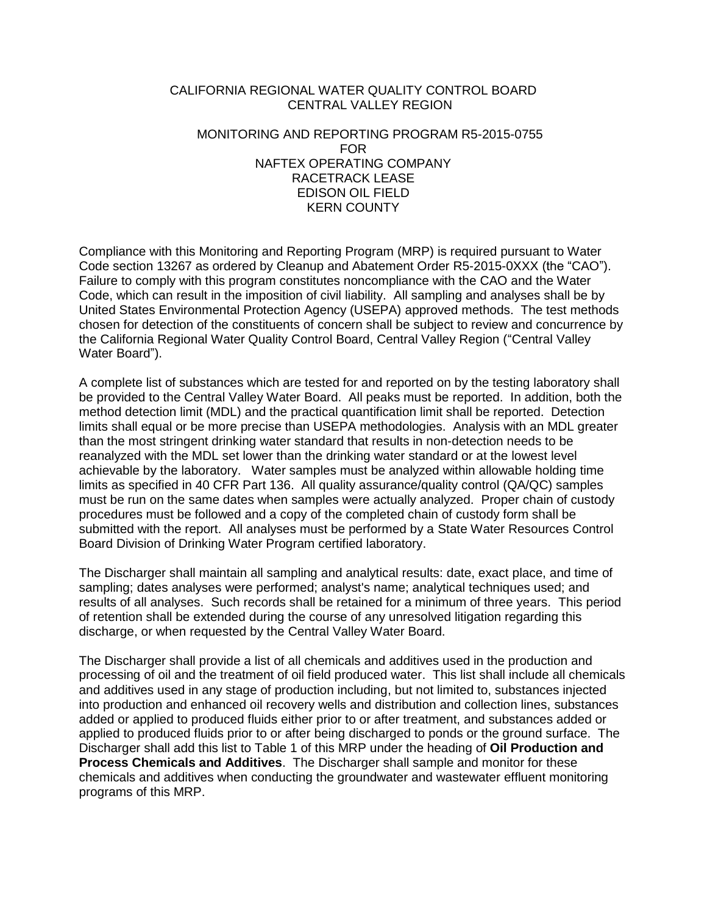CALIFORNIA REGIONAL WATER QUALITY CONTROL BOARD
CENTRAL VALLEY REGION

MONITORING AND REPORTING PROGRAM R5-2015-0755
FOR
NAFTEX OPERATING COMPANY
RACETRACK LEASE
EDISON OIL FIELD
KERN COUNTY

Compliance with this Monitoring and Reporting Program (MRP) is required pursuant to Water Code section 13267 as ordered by Cleanup and Abatement Order R5-2015-0XXX (the "CAO"). Failure to comply with this program constitutes noncompliance with the CAO and the Water Code, which can result in the imposition of civil liability. All sampling and analyses shall be by United States Environmental Protection Agency (USEPA) approved methods. The test methods chosen for detection of the constituents of concern shall be subject to review and concurrence by the California Regional Water Quality Control Board, Central Valley Region ("Central Valley Water Board").

A complete list of substances which are tested for and reported on by the testing laboratory shall be provided to the Central Valley Water Board. All peaks must be reported. In addition, both the method detection limit (MDL) and the practical quantification limit shall be reported. Detection limits shall equal or be more precise than USEPA methodologies. Analysis with an MDL greater than the most stringent drinking water standard that results in non-detection needs to be reanalyzed with the MDL set lower than the drinking water standard or at the lowest level achievable by the laboratory. Water samples must be analyzed within allowable holding time limits as specified in 40 CFR Part 136. All quality assurance/quality control (QA/QC) samples must be run on the same dates when samples were actually analyzed. Proper chain of custody procedures must be followed and a copy of the completed chain of custody form shall be submitted with the report. All analyses must be performed by a State Water Resources Control Board Division of Drinking Water Program certified laboratory.

The Discharger shall maintain all sampling and analytical results: date, exact place, and time of sampling; dates analyses were performed; analyst's name; analytical techniques used; and results of all analyses. Such records shall be retained for a minimum of three years. This period of retention shall be extended during the course of any unresolved litigation regarding this discharge, or when requested by the Central Valley Water Board.

The Discharger shall provide a list of all chemicals and additives used in the production and processing of oil and the treatment of oil field produced water. This list shall include all chemicals and additives used in any stage of production including, but not limited to, substances injected into production and enhanced oil recovery wells and distribution and collection lines, substances added or applied to produced fluids either prior to or after treatment, and substances added or applied to produced fluids prior to or after being discharged to ponds or the ground surface. The Discharger shall add this list to Table 1 of this MRP under the heading of **Oil Production and Process Chemicals and Additives**. The Discharger shall sample and monitor for these chemicals and additives when conducting the groundwater and wastewater effluent monitoring programs of this MRP.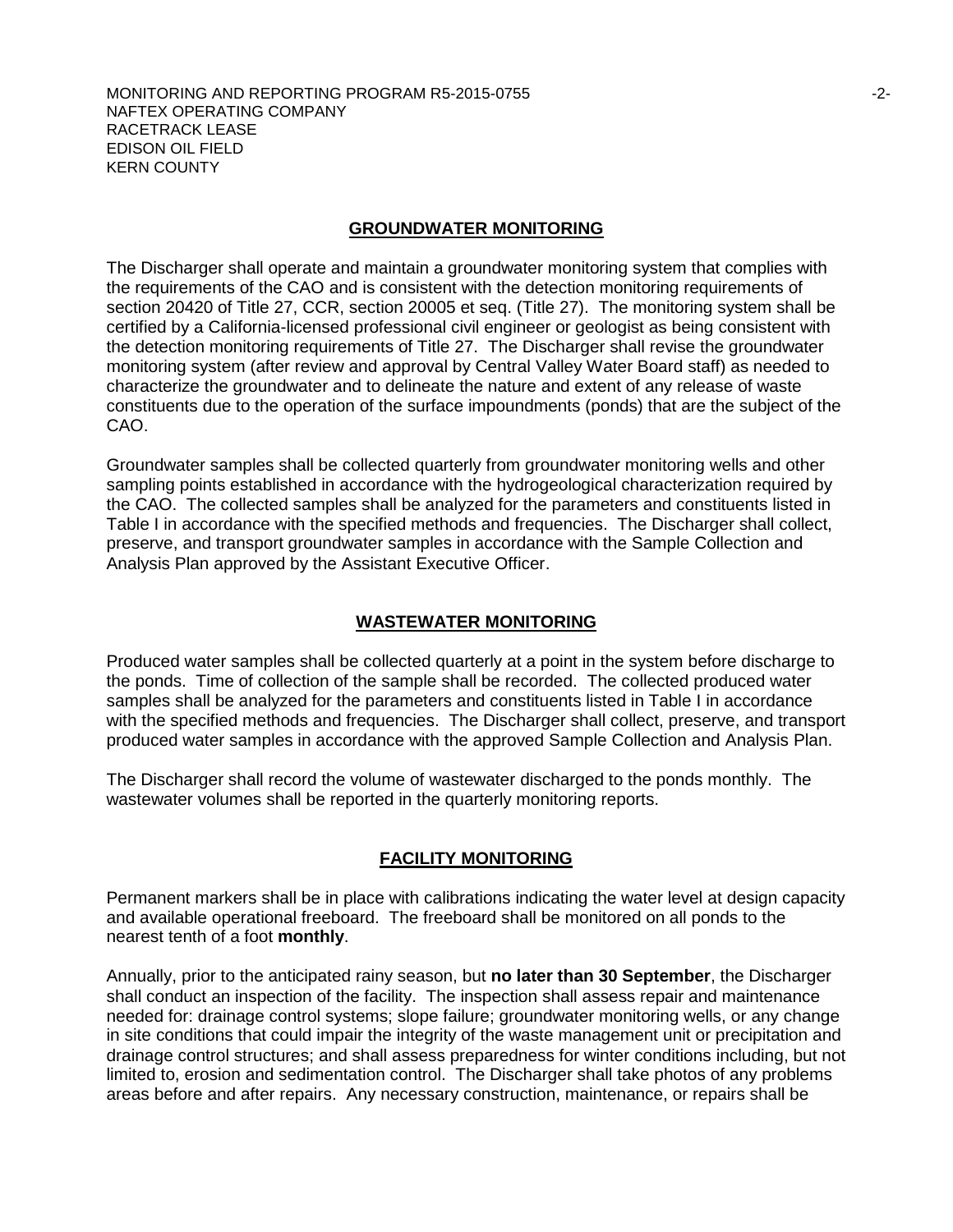## GROUNDWATER MONITORING

The Discharger shall operate and maintain a groundwater monitoring system that complies with the requirements of the CAO and is consistent with the detection monitoring requirements of section 20420 of Title 27, CCR, section 20005 et seq. (Title 27). The monitoring system shall be certified by a California-licensed professional civil engineer or geologist as being consistent with the detection monitoring requirements of Title 27. The Discharger shall revise the groundwater monitoring system (after review and approval by Central Valley Water Board staff) as needed to characterize the groundwater and to delineate the nature and extent of any release of waste constituents due to the operation of the surface impoundments (ponds) that are the subject of the CAO.

Groundwater samples shall be collected quarterly from groundwater monitoring wells and other sampling points established in accordance with the hydrogeological characterization required by the CAO. The collected samples shall be analyzed for the parameters and constituents listed in Table I in accordance with the specified methods and frequencies. The Discharger shall collect, preserve, and transport groundwater samples in accordance with the Sample Collection and Analysis Plan approved by the Assistant Executive Officer.

## WASTEWATER MONITORING

Produced water samples shall be collected quarterly at a point in the system before discharge to the ponds. Time of collection of the sample shall be recorded. The collected produced water samples shall be analyzed for the parameters and constituents listed in Table I in accordance with the specified methods and frequencies. The Discharger shall collect, preserve, and transport produced water samples in accordance with the approved Sample Collection and Analysis Plan.

The Discharger shall record the volume of wastewater discharged to the ponds monthly. The wastewater volumes shall be reported in the quarterly monitoring reports.

## FACILITY MONITORING

Permanent markers shall be in place with calibrations indicating the water level at design capacity and available operational freeboard. The freeboard shall be monitored on all ponds to the nearest tenth of a foot **monthly**.

Annually, prior to the anticipated rainy season, but **no later than 30 September**, the Discharger shall conduct an inspection of the facility. The inspection shall assess repair and maintenance needed for: drainage control systems; slope failure; groundwater monitoring wells, or any change in site conditions that could impair the integrity of the waste management unit or precipitation and drainage control structures; and shall assess preparedness for winter conditions including, but not limited to, erosion and sedimentation control. The Discharger shall take photos of any problems areas before and after repairs. Any necessary construction, maintenance, or repairs shall be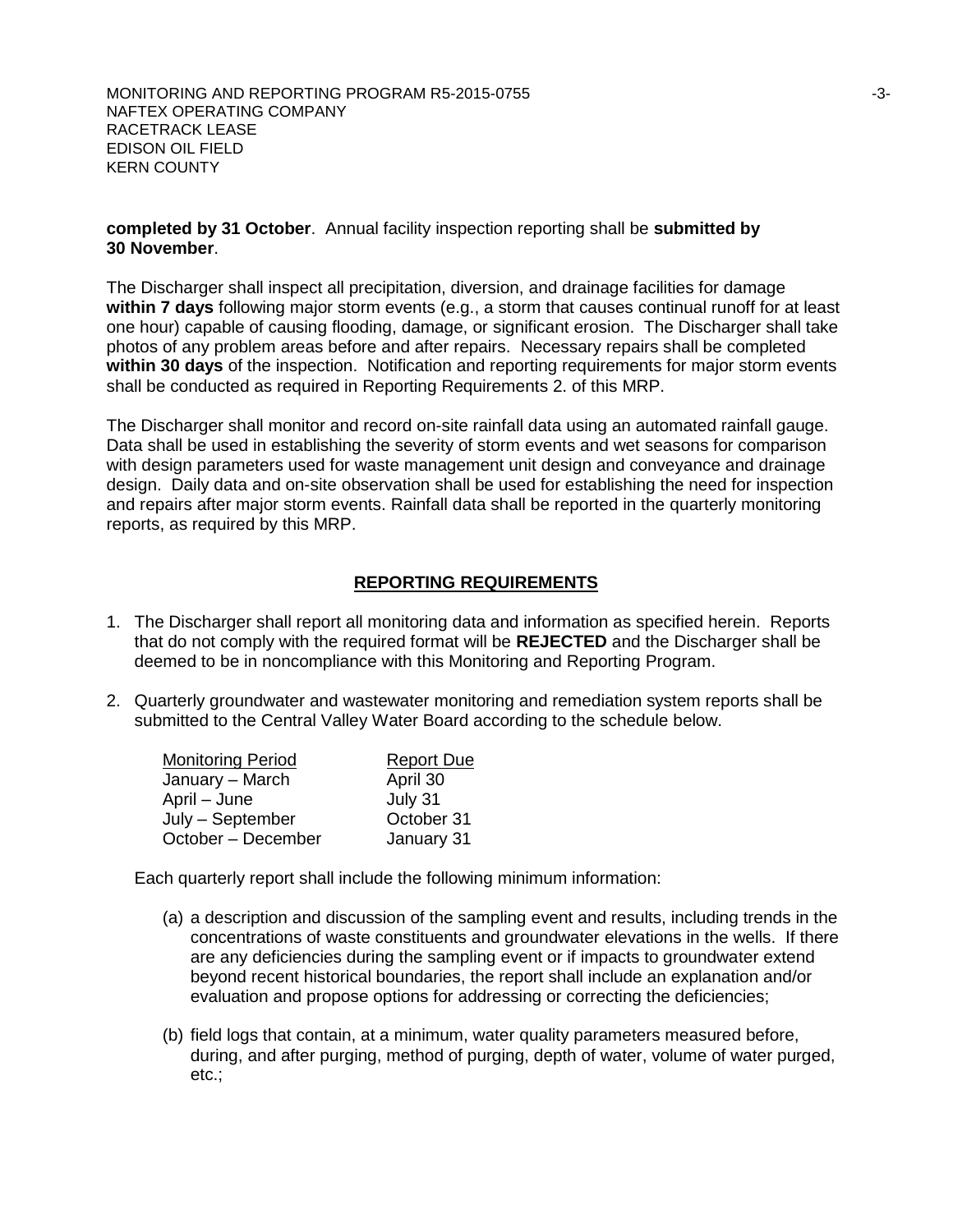**completed by 31 October**. Annual facility inspection reporting shall be **submitted by 30 November**.

The Discharger shall inspect all precipitation, diversion, and drainage facilities for damage **within 7 days** following major storm events (e.g., a storm that causes continual runoff for at least one hour) capable of causing flooding, damage, or significant erosion. The Discharger shall take photos of any problem areas before and after repairs. Necessary repairs shall be completed **within 30 days** of the inspection. Notification and reporting requirements for major storm events shall be conducted as required in Reporting Requirements 2. of this MRP.

The Discharger shall monitor and record on-site rainfall data using an automated rainfall gauge. Data shall be used in establishing the severity of storm events and wet seasons for comparison with design parameters used for waste management unit design and conveyance and drainage design. Daily data and on-site observation shall be used for establishing the need for inspection and repairs after major storm events. Rainfall data shall be reported in the quarterly monitoring reports, as required by this MRP.

## REPORTING REQUIREMENTS

1. The Discharger shall report all monitoring data and information as specified herein. Reports that do not comply with the required format will be **REJECTED** and the Discharger shall be deemed to be in noncompliance with this Monitoring and Reporting Program.

2. Quarterly groundwater and wastewater monitoring and remediation system reports shall be submitted to the Central Valley Water Board according to the schedule below.

| Monitoring Period | Report Due |
|---|---|
| January – March | April 30 |
| April – June | July 31 |
| July – September | October 31 |
| October – December | January 31 |

   Each quarterly report shall include the following minimum information:

   (a) a description and discussion of the sampling event and results, including trends in the concentrations of waste constituents and groundwater elevations in the wells. If there are any deficiencies during the sampling event or if impacts to groundwater extend beyond recent historical boundaries, the report shall include an explanation and/or evaluation and propose options for addressing or correcting the deficiencies;

   (b) field logs that contain, at a minimum, water quality parameters measured before, during, and after purging, method of purging, depth of water, volume of water purged, etc.;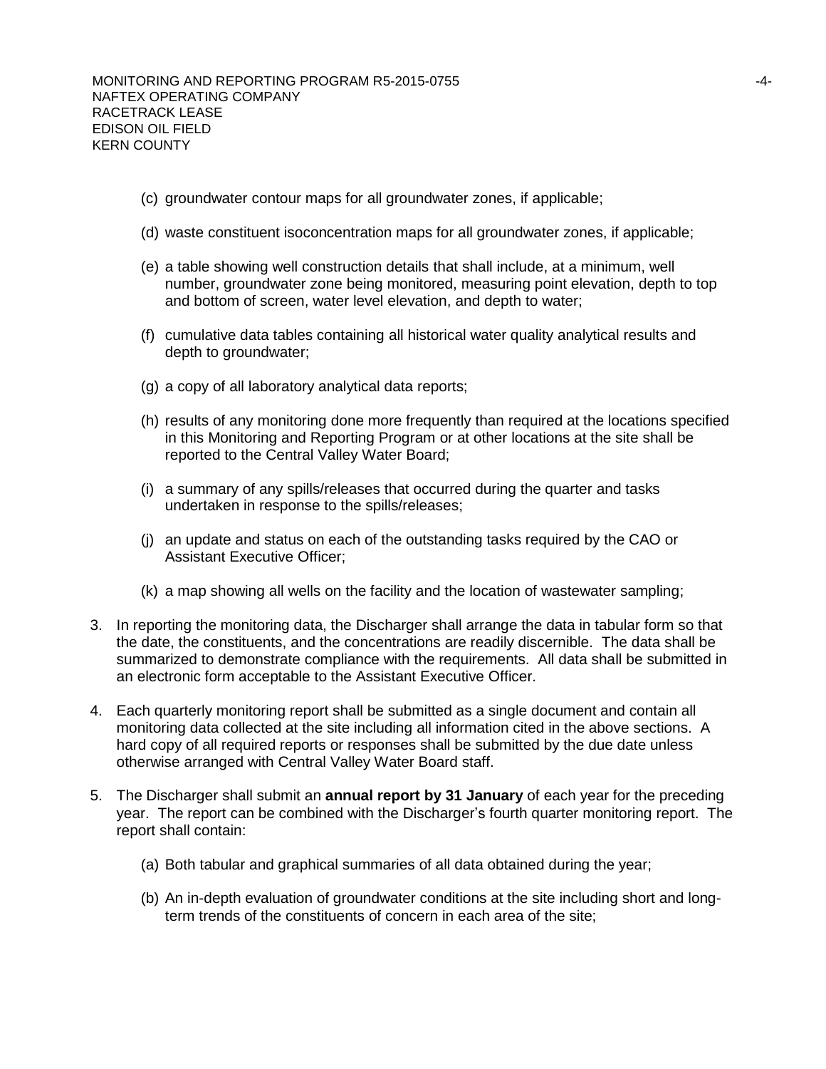(c) groundwater contour maps for all groundwater zones, if applicable;

(d) waste constituent isoconcentration maps for all groundwater zones, if applicable;

(e) a table showing well construction details that shall include, at a minimum, well number, groundwater zone being monitored, measuring point elevation, depth to top and bottom of screen, water level elevation, and depth to water;

(f) cumulative data tables containing all historical water quality analytical results and depth to groundwater;

(g) a copy of all laboratory analytical data reports;

(h) results of any monitoring done more frequently than required at the locations specified in this Monitoring and Reporting Program or at other locations at the site shall be reported to the Central Valley Water Board;

(i) a summary of any spills/releases that occurred during the quarter and tasks undertaken in response to the spills/releases;

(j) an update and status on each of the outstanding tasks required by the CAO or Assistant Executive Officer;

(k) a map showing all wells on the facility and the location of wastewater sampling;

3. In reporting the monitoring data, the Discharger shall arrange the data in tabular form so that the date, the constituents, and the concentrations are readily discernible. The data shall be summarized to demonstrate compliance with the requirements. All data shall be submitted in an electronic form acceptable to the Assistant Executive Officer.

4. Each quarterly monitoring report shall be submitted as a single document and contain all monitoring data collected at the site including all information cited in the above sections. A hard copy of all required reports or responses shall be submitted by the due date unless otherwise arranged with Central Valley Water Board staff.

5. The Discharger shall submit an **annual report by 31 January** of each year for the preceding year. The report can be combined with the Discharger's fourth quarter monitoring report. The report shall contain:

   (a) Both tabular and graphical summaries of all data obtained during the year;

   (b) An in-depth evaluation of groundwater conditions at the site including short and long-term trends of the constituents of concern in each area of the site;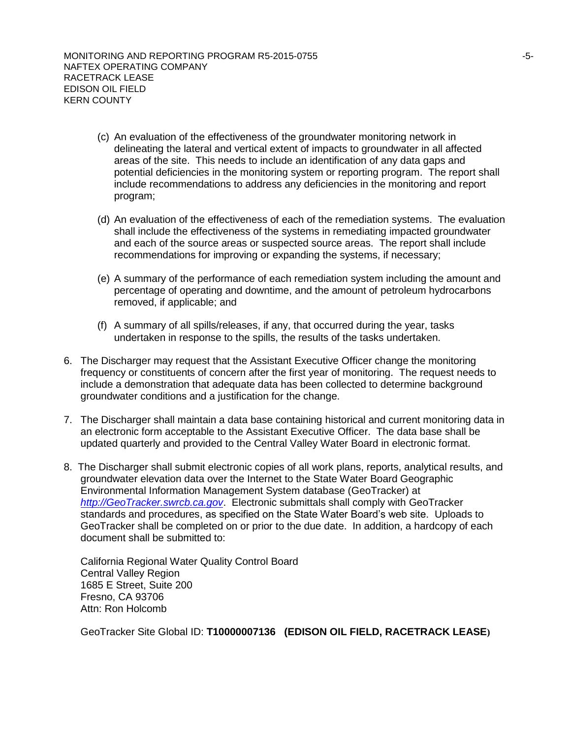(c) An evaluation of the effectiveness of the groundwater monitoring network in delineating the lateral and vertical extent of impacts to groundwater in all affected areas of the site. This needs to include an identification of any data gaps and potential deficiencies in the monitoring system or reporting program. The report shall include recommendations to address any deficiencies in the monitoring and report program;

(d) An evaluation of the effectiveness of each of the remediation systems. The evaluation shall include the effectiveness of the systems in remediating impacted groundwater and each of the source areas or suspected source areas. The report shall include recommendations for improving or expanding the systems, if necessary;

(e) A summary of the performance of each remediation system including the amount and percentage of operating and downtime, and the amount of petroleum hydrocarbons removed, if applicable; and

(f) A summary of all spills/releases, if any, that occurred during the year, tasks undertaken in response to the spills, the results of the tasks undertaken.

6. The Discharger may request that the Assistant Executive Officer change the monitoring frequency or constituents of concern after the first year of monitoring. The request needs to include a demonstration that adequate data has been collected to determine background groundwater conditions and a justification for the change.

7. The Discharger shall maintain a data base containing historical and current monitoring data in an electronic form acceptable to the Assistant Executive Officer. The data base shall be updated quarterly and provided to the Central Valley Water Board in electronic format.

8. The Discharger shall submit electronic copies of all work plans, reports, analytical results, and groundwater elevation data over the Internet to the State Water Board Geographic Environmental Information Management System database (GeoTracker) at *http://GeoTracker.swrcb.ca.gov*. Electronic submittals shall comply with GeoTracker standards and procedures, as specified on the State Water Board's web site. Uploads to GeoTracker shall be completed on or prior to the due date. In addition, a hardcopy of each document shall be submitted to:

   California Regional Water Quality Control Board
   Central Valley Region
   1685 E Street, Suite 200
   Fresno, CA 93706
   Attn: Ron Holcomb

   GeoTracker Site Global ID: **T10000007136 (EDISON OIL FIELD, RACETRACK LEASE)**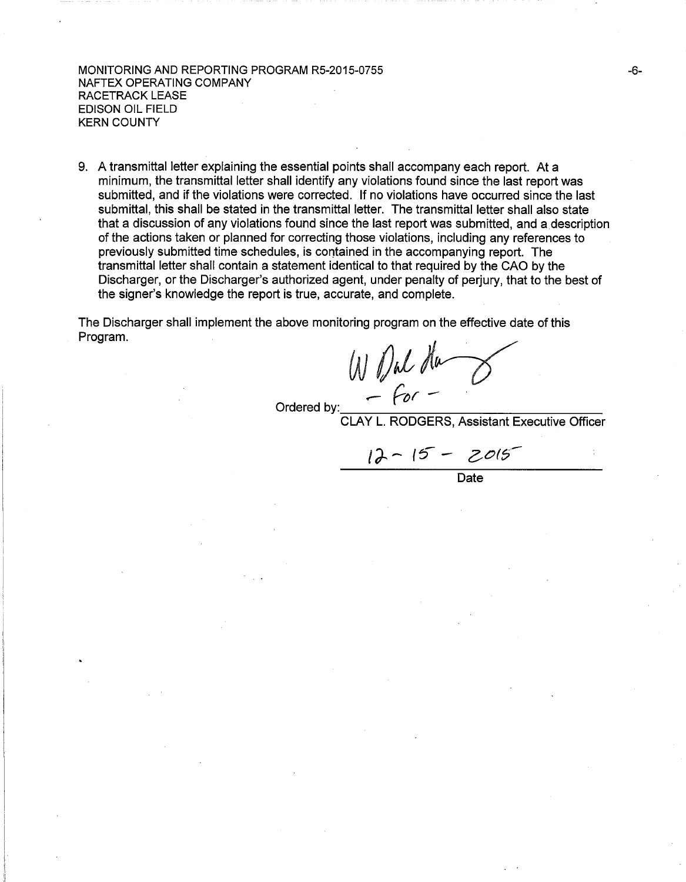9. A transmittal letter explaining the essential points shall accompany each report. At a minimum, the transmittal letter shall identify any violations found since the last report was submitted, and if the violations were corrected. If no violations have occurred since the last submittal, this shall be stated in the transmittal letter. The transmittal letter shall also state that a discussion of any violations found since the last report was submitted, and a description of the actions taken or planned for correcting those violations, including any references to previously submitted time schedules, is contained in the accompanying report. The transmittal letter shall contain a statement identical to that required by the CAO by the Discharger, or the Discharger's authorized agent, under penalty of perjury, that to the best of the signer's knowledge the report is true, accurate, and complete.

The Discharger shall implement the above monitoring program on the effective date of this Program.

Ordered by: *W Dale Harvey* – for –
CLAY L. RODGERS, Assistant Executive Officer

12 - 15 - 2015
Date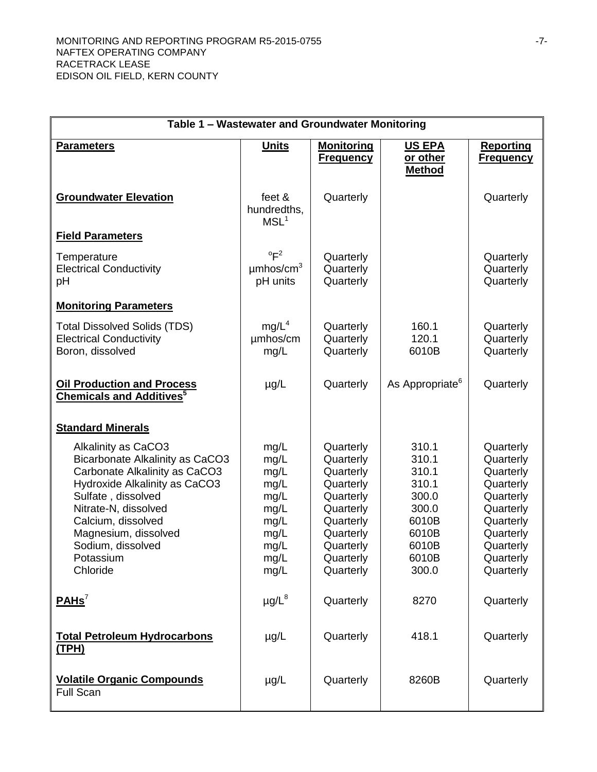| Table 1 – Wastewater and Groundwater Monitoring | | | | |
|---|---|---|---|---|
| **Parameters** | **Units** | **Monitoring Frequency** | **US EPA or other Method** | **Reporting Frequency** |
| **Groundwater Elevation** | feet & hundredths, MSL[1] | Quarterly | | Quarterly |
| **Field Parameters** | | | | |
| Temperature | °F[2] | Quarterly | | Quarterly |
| Electrical Conductivity | µmhos/cm[3] | Quarterly | | Quarterly |
| pH | pH units | Quarterly | | Quarterly |
| **Monitoring Parameters** | | | | |
| Total Dissolved Solids (TDS) | mg/L[4] | Quarterly | 160.1 | Quarterly |
| Electrical Conductivity | µmhos/cm | Quarterly | 120.1 | Quarterly |
| Boron, dissolved | mg/L | Quarterly | 6010B | Quarterly |
| **Oil Production and Process Chemicals and Additives[5]** | µg/L | Quarterly | As Appropriate[6] | Quarterly |
| **Standard Minerals** | | | | |
| Alkalinity as CaCO3 | mg/L | Quarterly | 310.1 | Quarterly |
| Bicarbonate Alkalinity as CaCO3 | mg/L | Quarterly | 310.1 | Quarterly |
| Carbonate Alkalinity as CaCO3 | mg/L | Quarterly | 310.1 | Quarterly |
| Hydroxide Alkalinity as CaCO3 | mg/L | Quarterly | 310.1 | Quarterly |
| Sulfate , dissolved | mg/L | Quarterly | 300.0 | Quarterly |
| Nitrate-N, dissolved | mg/L | Quarterly | 300.0 | Quarterly |
| Calcium, dissolved | mg/L | Quarterly | 6010B | Quarterly |
| Magnesium, dissolved | mg/L | Quarterly | 6010B | Quarterly |
| Sodium, dissolved | mg/L | Quarterly | 6010B | Quarterly |
| Potassium | mg/L | Quarterly | 6010B | Quarterly |
| Chloride | mg/L | Quarterly | 300.0 | Quarterly |
| **PAHs[7]** | µg/L[8] | Quarterly | 8270 | Quarterly |
| **Total Petroleum Hydrocarbons (TPH)** | µg/L | Quarterly | 418.1 | Quarterly |
| **Volatile Organic Compounds** Full Scan | µg/L | Quarterly | 8260B | Quarterly |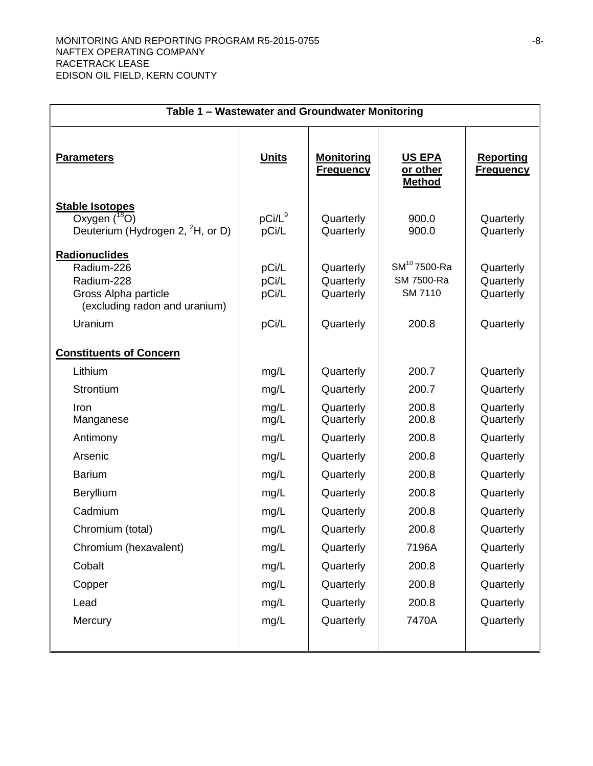| Table 1 – Wastewater and Groundwater Monitoring | | | | |
|---|---|---|---|---|
| **Parameters** | **Units** | **Monitoring Frequency** | **US EPA or other Method** | **Reporting Frequency** |
| **Stable Isotopes** | | | | |
| Oxygen ($^{18}O$) | pCi/L[9] | Quarterly | 900.0 | Quarterly |
| Deuterium (Hydrogen 2, $^{2}H$, or D) | pCi/L | Quarterly | 900.0 | Quarterly |
| **Radionuclides** | | | | |
| Radium-226 | pCi/L | Quarterly | SM[10] 7500-Ra | Quarterly |
| Radium-228 | pCi/L | Quarterly | SM 7500-Ra | Quarterly |
| Gross Alpha particle (excluding radon and uranium) | pCi/L | Quarterly | SM 7110 | Quarterly |
| Uranium | pCi/L | Quarterly | 200.8 | Quarterly |
| **Constituents of Concern** | | | | |
| Lithium | mg/L | Quarterly | 200.7 | Quarterly |
| Strontium | mg/L | Quarterly | 200.7 | Quarterly |
| Iron | mg/L | Quarterly | 200.8 | Quarterly |
| Manganese | mg/L | Quarterly | 200.8 | Quarterly |
| Antimony | mg/L | Quarterly | 200.8 | Quarterly |
| Arsenic | mg/L | Quarterly | 200.8 | Quarterly |
| Barium | mg/L | Quarterly | 200.8 | Quarterly |
| Beryllium | mg/L | Quarterly | 200.8 | Quarterly |
| Cadmium | mg/L | Quarterly | 200.8 | Quarterly |
| Chromium (total) | mg/L | Quarterly | 200.8 | Quarterly |
| Chromium (hexavalent) | mg/L | Quarterly | 7196A | Quarterly |
| Cobalt | mg/L | Quarterly | 200.8 | Quarterly |
| Copper | mg/L | Quarterly | 200.8 | Quarterly |
| Lead | mg/L | Quarterly | 200.8 | Quarterly |
| Mercury | mg/L | Quarterly | 7470A | Quarterly |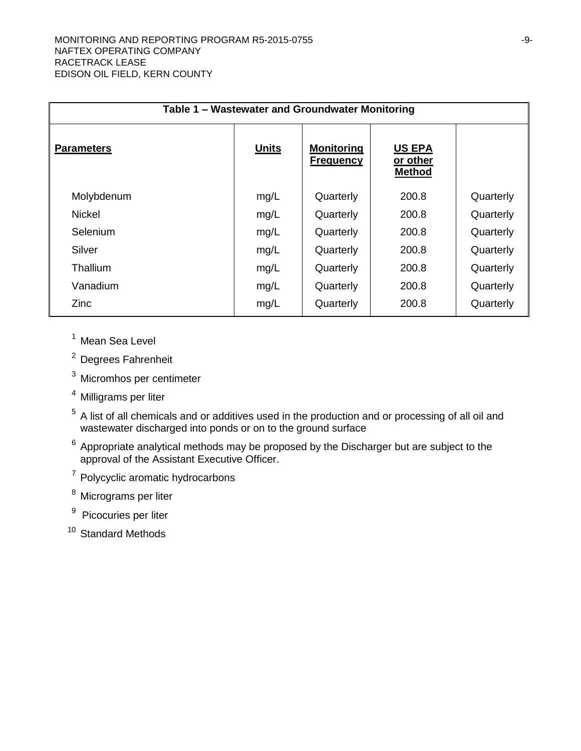| Table 1 – Wastewater and Groundwater Monitoring | | | | |
|---|---|---|---|---|
| **Parameters** | **Units** | **Monitoring Frequency** | **US EPA or other Method** | |
| Molybdenum | mg/L | Quarterly | 200.8 | Quarterly |
| Nickel | mg/L | Quarterly | 200.8 | Quarterly |
| Selenium | mg/L | Quarterly | 200.8 | Quarterly |
| Silver | mg/L | Quarterly | 200.8 | Quarterly |
| Thallium | mg/L | Quarterly | 200.8 | Quarterly |
| Vanadium | mg/L | Quarterly | 200.8 | Quarterly |
| Zinc | mg/L | Quarterly | 200.8 | Quarterly |

[1] Mean Sea Level

[2] Degrees Fahrenheit

[3] Micromhos per centimeter

[4] Milligrams per liter

[5] A list of all chemicals and or additives used in the production and or processing of all oil and wastewater discharged into ponds or on to the ground surface

[6] Appropriate analytical methods may be proposed by the Discharger but are subject to the approval of the Assistant Executive Officer.

[7] Polycyclic aromatic hydrocarbons

[8] Micrograms per liter

[9] Picocuries per liter

[10] Standard Methods